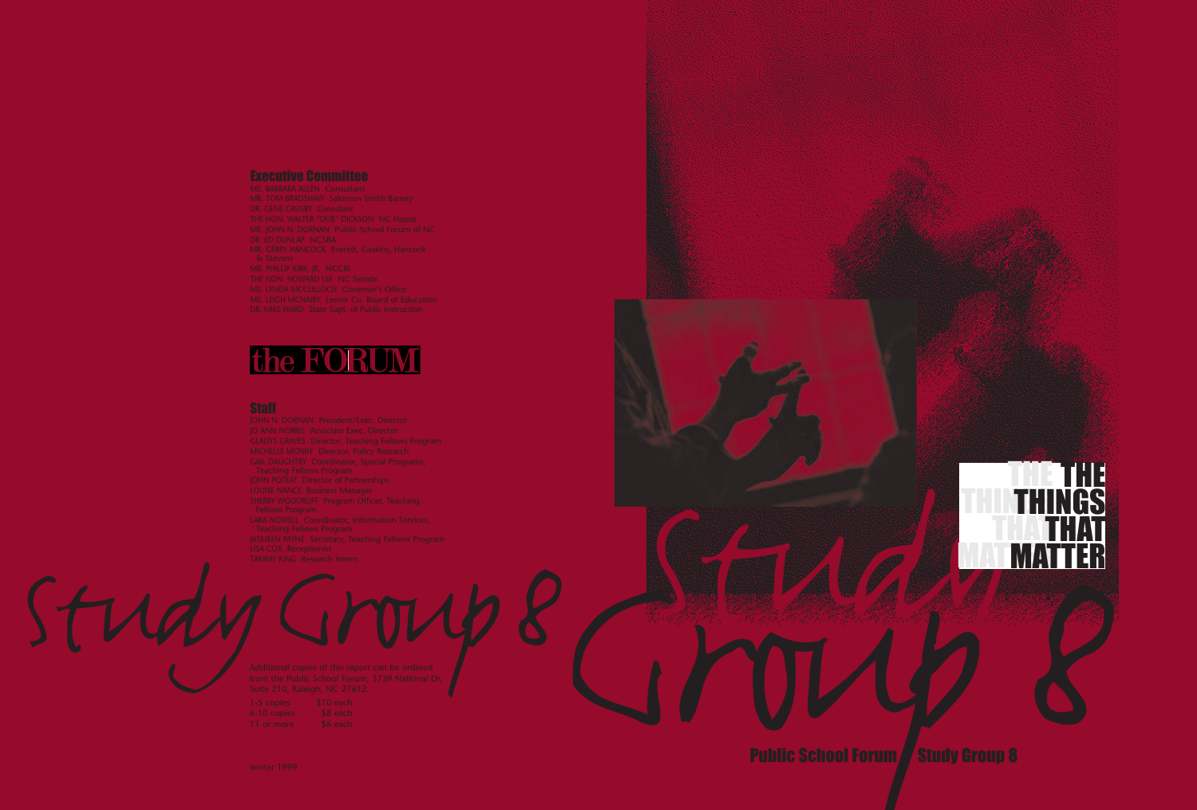## Executive Committee

MS. BARBARA ALLEN Consultant
MR. TOM BRADSHAW Salomon Smith Barney
DR. GENE CAUSBY Consultant
THE HON. WALTER "DUB" DICKSON NC House
MR. JOHN N. DORNAN Public School Forum of NC
DR. ED DUNLAP NCSBA
MR. GERRY HANCOCK Everett, Gaskins, Hancock & Stevens
MR. PHILLIP KIRK, JR. NCCBI
THE HON. HOWARD LEE NC Senate
MS. LYNDA MCCULLOCH Governor's Office
MS. LEIGH MCNAIRY Lenoir Co. Board of Education
DR. MIKE WARD State Supt. of Public Instruction

the FORUM

## Staff

JOHN N. DORNAN President/Exec. Director
JO ANN NORRIS Associate Exec. Director
GLADYS GRAVES Director, Teaching Fellows Program
MICHELLE MCNIFF Director, Policy Research
GAIL DAUGHTRY Coordinator, Special Programs, Teaching Fellows Program
JOHN POTEAT Director of Partnerships
LOUISE NANCE Business Manager
SHERRY WOODRUFF Program Officer, Teaching Fellows Program
LARA NOWELL Coordinator, Information Services, Teaching Fellows Program
JASMEEN PAYNE Secretary, Teaching Fellows Program
LISA COX Receptionist
TAMMY KING Research Intern

Study Group 8

Additional copies of this report can be ordered from the Public School Forum, 3739 National Dr, Suite 210, Raleigh, NC 27612.

| | |
|---|---|
| 1-5 copies | $10 each |
| 6-10 copies | $8 each |
| 11 or more | $6 each |

winter 1999

# THE THINGS THAT MATTER

# Study Group 8

Public School Forum / Study Group 8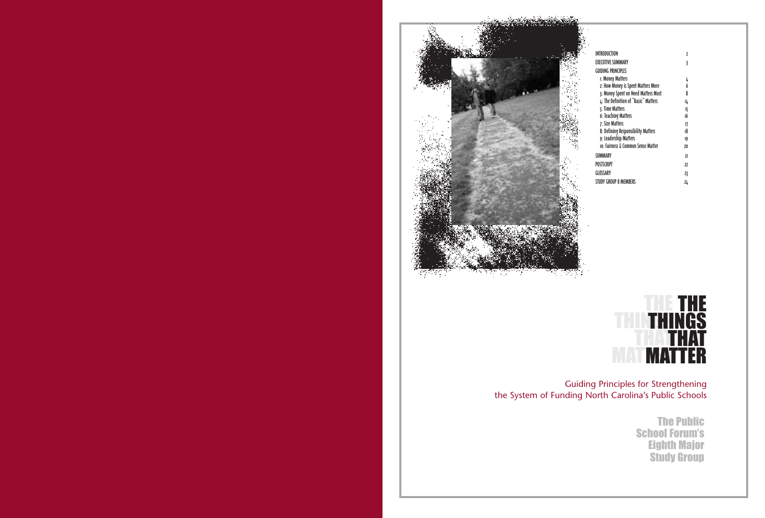| | |
|---|---|
| INTRODUCTION | 2 |
| EXECUTIVE SUMMARY | 3 |
| GUIDING PRINCIPLES | |
| 1: Money Matters | 4 |
| 2: How Money is Spent Matters More | 6 |
| 3: Money Spent on Need Matters Most | 8 |
| 4: The Definition of "Basic" Matters | 14 |
| 5: Time Matters | 15 |
| 6: Teaching Matters | 16 |
| 7: Size Matters | 17 |
| 8: Defining Responsibility Matters | 18 |
| 9: Leadership Matters | 19 |
| 10: Fairness & Common Sense Matter | 20 |
| SUMMARY | 21 |
| POSTSCRIPT | 22 |
| GLOSSARY | 23 |
| STUDY GROUP 8 MEMBERS | 24 |

# THE THINGS THAT MATTER

Guiding Principles for Strengthening the System of Funding North Carolina's Public Schools

**The Public School Forum's Eighth Major Study Group**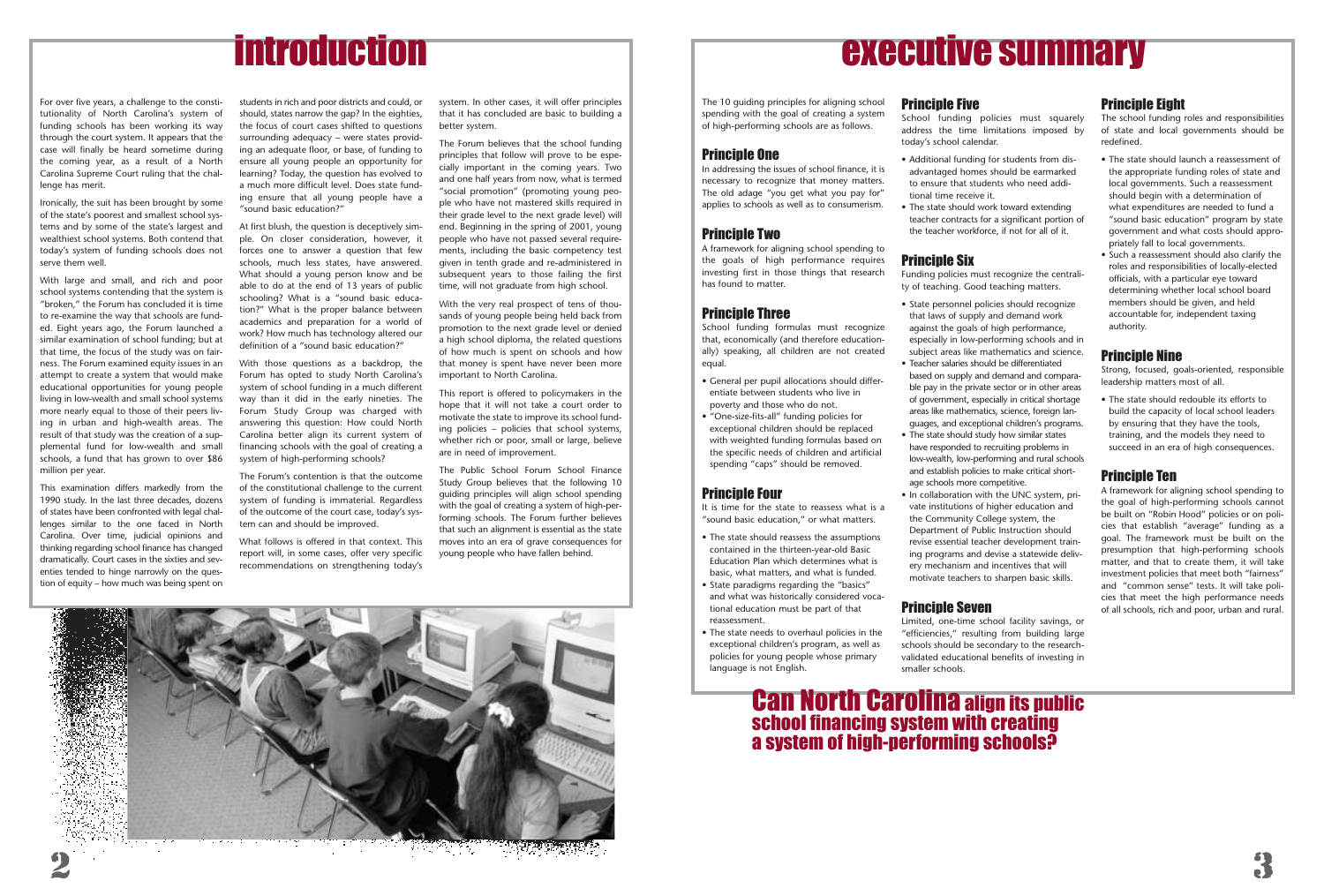# introduction

For over five years, a challenge to the constitutionality of North Carolina's system of funding schools has been working its way through the court system. It appears that the case will finally be heard sometime during the coming year, as a result of a North Carolina Supreme Court ruling that the challenge has merit.

Ironically, the suit has been brought by some of the state's poorest and smallest school systems and by some of the state's largest and wealthiest school systems. Both contend that today's system of funding schools does not serve them well.

With large and small, and rich and poor school systems contending that the system is "broken," the Forum has concluded it is time to re-examine the way that schools are funded. Eight years ago, the Forum launched a similar examination of school funding; but at that time, the focus of the study was on fairness. The Forum examined equity issues in an attempt to create a system that would make educational opportunities for young people living in low-wealth and small school systems more nearly equal to those of their peers living in urban and high-wealth areas. The result of that study was the creation of a supplemental fund for low-wealth and small schools, a fund that has grown to over $86 million per year.

This examination differs markedly from the 1990 study. In the last three decades, dozens of states have been confronted with legal challenges similar to the one faced in North Carolina. Over time, judicial opinions and thinking regarding school finance has changed dramatically. Court cases in the sixties and seventies tended to hinge narrowly on the question of equity – how much was being spent on students in rich and poor districts and could, or should, states narrow the gap? In the eighties, the focus of court cases shifted to questions surrounding adequacy – were states providing an adequate floor, or base, of funding to ensure all young people an opportunity for learning? Today, the question has evolved to a much more difficult level. Does state funding ensure that all young people have a "sound basic education?"

At first blush, the question is deceptively simple. On closer consideration, however, it forces one to answer a question that few schools, much less states, have answered. What should a young person know and be able to do at the end of 13 years of public schooling? What is a "sound basic education?" What is the proper balance between academics and preparation for a world of work? How much has technology altered our definition of a "sound basic education?"

With those questions as a backdrop, the Forum has opted to study North Carolina's system of school funding in a much different way than it did in the early nineties. The Forum Study Group was charged with answering this question: How could North Carolina better align its current system of financing schools with the goal of creating a system of high-performing schools?

The Forum's contention is that the outcome of the constitutional challenge to the current system of funding is immaterial. Regardless of the outcome of the court case, today's system can and should be improved.

What follows is offered in that context. This report will, in some cases, offer very specific recommendations on strengthening today's system. In other cases, it will offer principles that it has concluded are basic to building a better system.

The Forum believes that the school funding principles that follow will prove to be especially important in the coming years. Two and one half years from now, what is termed "social promotion" (promoting young people who have not mastered skills required in their grade level to the next grade level) will end. Beginning in the spring of 2001, young people who have not passed several requirements, including the basic competency test given in tenth grade and re-administered in subsequent years to those failing the first time, will not graduate from high school.

With the very real prospect of tens of thousands of young people being held back from promotion to the next grade level or denied a high school diploma, the related questions of how much is spent on schools and how that money is spent have never been more important to North Carolina.

This report is offered to policymakers in the hope that it will not take a court order to motivate the state to improve its school funding policies – policies that school systems, whether rich or poor, small or large, believe are in need of improvement.

The Public School Forum School Finance Study Group believes that the following 10 guiding principles will align school spending with the goal of creating a system of high-performing schools. The Forum further believes that such an alignment is essential as the state moves into an era of grave consequences for young people who have fallen behind.

# executive summary

The 10 guiding principles for aligning school spending with the goal of creating a system of high-performing schools are as follows.

## Principle One

In addressing the issues of school finance, it is necessary to recognize that money matters. The old adage "you get what you pay for" applies to schools as well as to consumerism.

## Principle Two

A framework for aligning school spending to the goals of high performance requires investing first in those things that research has found to matter.

## Principle Three

School funding formulas must recognize that, economically (and therefore educationally) speaking, all children are not created equal.

- General per pupil allocations should differentiate between students who live in poverty and those who do not.
- "One-size-fits-all" funding policies for exceptional children should be replaced with weighted funding formulas based on the specific needs of children and artificial spending "caps" should be removed.

## Principle Four

It is time for the state to reassess what is a "sound basic education," or what matters.

- The state should reassess the assumptions contained in the thirteen-year-old Basic Education Plan which determines what is basic, what matters, and what is funded.
- State paradigms regarding the "basics" and what was historically considered vocational education must be part of that reassessment.
- The state needs to overhaul policies in the exceptional children's program, as well as policies for young people whose primary language is not English.

## Principle Five

School funding policies must squarely address the time limitations imposed by today's school calendar.

- Additional funding for students from disadvantaged homes should be earmarked to ensure that students who need additional time receive it.
- The state should work toward extending teacher contracts for a significant portion of the teacher workforce, if not for all of it.

## Principle Six

Funding policies must recognize the centrality of teaching. Good teaching matters.

- State personnel policies should recognize that laws of supply and demand work against the goals of high performance, especially in low-performing schools and in subject areas like mathematics and science.
- Teacher salaries should be differentiated based on supply and demand and comparable pay in the private sector or in other areas of government, especially in critical shortage areas like mathematics, science, foreign languages, and exceptional children's programs.
- The state should study how similar states have responded to recruiting problems in low-wealth, low-performing and rural schools and establish policies to make critical shortage schools more competitive.
- In collaboration with the UNC system, private institutions of higher education and the Community College system, the Department of Public Instruction should revise essential teacher development training programs and devise a statewide delivery mechanism and incentives that will motivate teachers to sharpen basic skills.

## Principle Seven

Limited, one-time school facility savings, or "efficiencies," resulting from building large schools should be secondary to the research-validated educational benefits of investing in smaller schools.

## Principle Eight

The school funding roles and responsibilities of state and local governments should be redefined.

- The state should launch a reassessment of the appropriate funding roles of state and local governments. Such a reassessment should begin with a determination of what expenditures are needed to fund a "sound basic education" program by state government and what costs should appropriately fall to local governments.
- Such a reassessment should also clarify the roles and responsibilities of locally-elected officials, with a particular eye toward determining whether local school board members should be given, and held accountable for, independent taxing authority.

## Principle Nine

Strong, focused, goals-oriented, responsible leadership matters most of all.

- The state should redouble its efforts to build the capacity of local school leaders by ensuring that they have the tools, training, and the models they need to succeed in an era of high consequences.

## Principle Ten

A framework for aligning school spending to the goal of high-performing schools cannot be built on "Robin Hood" policies or on policies that establish "average" funding as a goal. The framework must be built on the presumption that high-performing schools matter, and that to create them, it will take investment policies that meet both "fairness" and "common sense" tests. It will take policies that meet the high performance needs of all schools, rich and poor, urban and rural.

**Can North Carolina align its public school financing system with creating a system of high-performing schools?**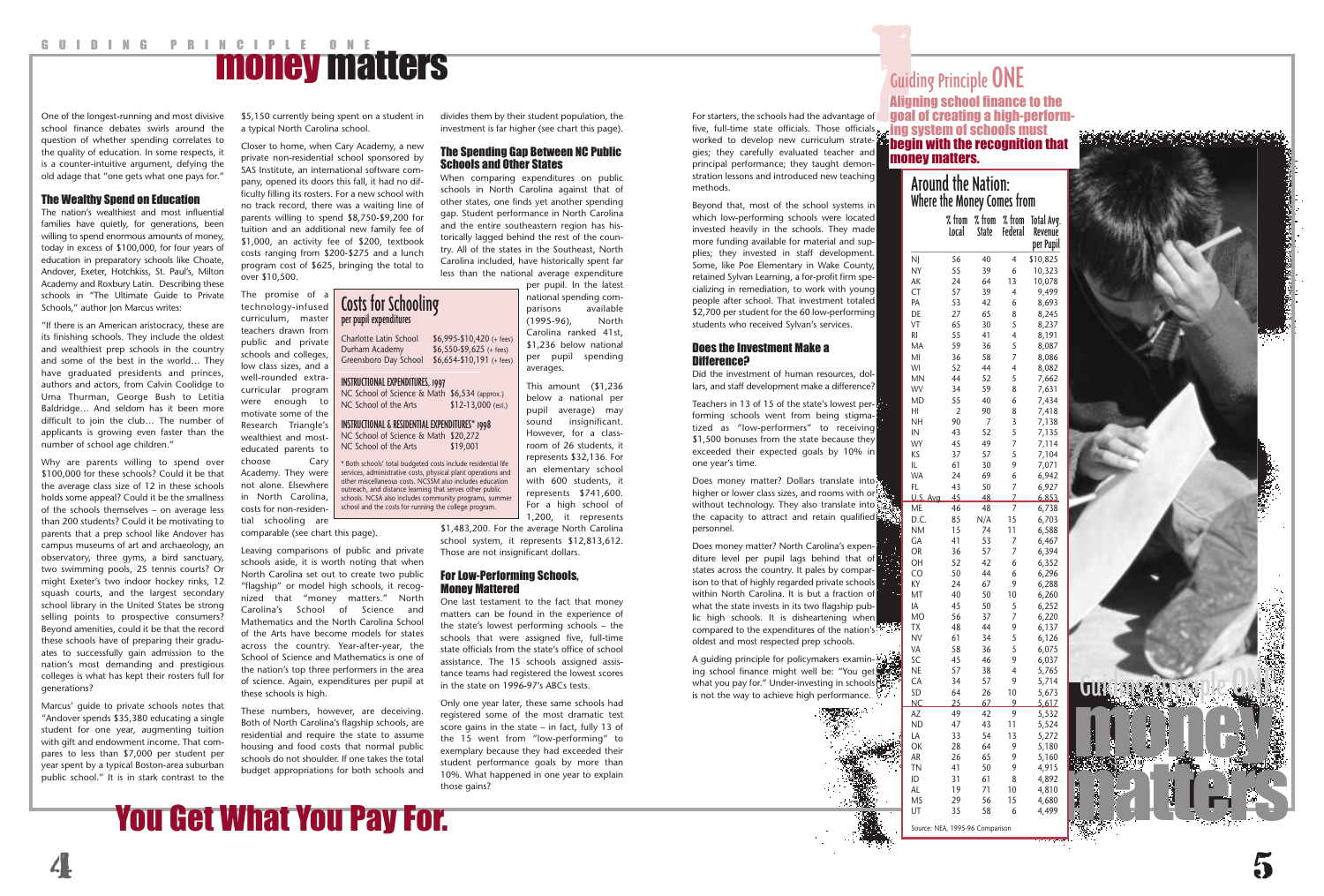# money matters

One of the longest-running and most divisive school finance debates swirls around the question of whether spending correlates to the quality of education. In some respects, it is a counter-intuitive argument, defying the old adage that "one gets what one pays for."

### The Wealthy Spend on Education

The nation's wealthiest and most influential families have quietly, for generations, been willing to spend enormous amounts of money, today in excess of $100,000, for four years of education in preparatory schools like Choate, Andover, Exeter, Hotchkiss, St. Paul's, Milton Academy and Roxbury Latin. Describing these schools in "The Ultimate Guide to Private Schools," author Jon Marcus writes:

"If there is an American aristocracy, these are its finishing schools. They include the oldest and wealthiest prep schools in the country and some of the best in the world… They have graduated presidents and princes, authors and actors, from Calvin Coolidge to Uma Thurman, George Bush to Letitia Baldridge… And seldom has it been more difficult to join the club… The number of applicants is growing even faster than the number of school age children."

Why are parents willing to spend over $100,000 for these schools? Could it be that the average class size of 12 in these schools holds some appeal? Could it be the smallness of the schools themselves – on average less than 200 students? Could it be motivating to parents that a prep school like Andover has campus museums of art and archaeology, an observatory, three gyms, a bird sanctuary, two swimming pools, 25 tennis courts? Or might Exeter's two indoor hockey rinks, 12 squash courts, and the largest secondary school library in the United States be strong selling points to prospective consumers? Beyond amenities, could it be that the record these schools have of preparing their graduates to successfully gain admission to the nation's most demanding and prestigious colleges is what has kept their rosters full for generations?

Marcus' guide to private schools notes that "Andover spends $35,380 educating a single student for one year, augmenting tuition with gift and endowment income. That compares to less than $7,000 per student per year spent by a typical Boston-area suburban public school." It is in stark contrast to the $5,150 currently being spent on a student in a typical North Carolina school.

Closer to home, when Cary Academy, a new private non-residential school sponsored by SAS Institute, an international software company, opened its doors this fall, it had no difficulty filling its rosters. For a new school with no track record, there was a waiting line of parents willing to spend $8,750-$9,200 for tuition and an additional new family fee of $1,000, an activity fee of $200, textbook costs ranging from $200-$275 and a lunch program cost of $625, bringing the total to over $10,500.

The promise of a technology-infused curriculum, master teachers drawn from public and private schools and colleges, low class sizes, and a well-rounded extra-curricular program were enough to motivate some of the Research Triangle's wealthiest and most-educated parents to choose Cary Academy. They were not alone. Elsewhere in North Carolina, costs for non-residential schooling are comparable (see chart this page).

### Costs for Schooling
**per pupil expenditures**

| | |
|---|---|
| Charlotte Latin School | $6,995-$10,420 (+ fees) |
| Durham Academy | $6,550-$9,625 (+ fees) |
| Greensboro Day School | $6,654-$10,191 (+ fees) |

**INSTRUCTIONAL EXPENDITURES, 1997**

| | |
|---|---|
| NC School of Science & Math | $6,534 (approx.) |
| NC School of the Arts | $12-13,000 (est.) |

**INSTRUCTIONAL & RESIDENTIAL EXPENDITURES* 1998**

| | |
|---|---|
| NC School of Science & Math | $20,272 |
| NC School of the Arts | $19,001 |

\* Both schools' total budgeted costs include residential life services, administrative costs, physical plant operations and other miscellaneous costs. NCSSM also includes education outreach, and distance learning that serves other public schools. NCSA also includes community programs, summer school and the costs for running the college program.

Leaving comparisons of public and private schools aside, it is worth noting that when North Carolina set out to create two public "flagship" or model high schools, it recognized that "money matters." North Carolina's School of Science and Mathematics and the North Carolina School of the Arts have become models for states across the country. Year-after-year, the School of Science and Mathematics is one of the nation's top three performers in the area of science. Again, expenditures per pupil at these schools is high.

These numbers, however, are deceiving. Both of North Carolina's flagship schools, are residential and require the state to assume housing and food costs that normal public schools do not shoulder. If one takes the total budget appropriations for both schools and divides them by their student population, the investment is far higher (see chart this page).

### The Spending Gap Between NC Public Schools and Other States

When comparing expenditures on public schools in North Carolina against that of other states, one finds yet another spending gap. Student performance in North Carolina and the entire southeastern region has historically lagged behind the rest of the country. All of the states in the Southeast, North Carolina included, have historically spent far less than the national average expenditure per pupil. In the latest national spending comparisons available (1995-96), North Carolina ranked 41st, $1,236 below national per pupil spending averages.

This amount ($1,236 below a national per pupil average) may sound insignificant. However, for a classroom of 26 students, it represents $32,136. For an elementary school with 600 students, it represents $741,600. For a high school of 1,200, it represents $1,483,200. For the average North Carolina school system, it represents $12,813,612. Those are not insignificant dollars.

### For Low-Performing Schools, Money Mattered

One last testament to the fact that money matters can be found in the experience of the state's lowest performing schools – the schools that were assigned five, full-time state officials from the state's office of school assistance. The 15 schools assigned assistance teams had registered the lowest scores in the state on 1996-97's ABCs tests.

Only one year later, these same schools had registered some of the most dramatic test score gains in the state – in fact, fully 13 of the 15 went from "low-performing" to exemplary because they had exceeded their student performance goals by more than 10%. What happened in one year to explain those gains?

For starters, the schools had the advantage of five, full-time state officials. Those officials worked to develop new curriculum strategies; they carefully evaluated teacher and principal performance; they taught demonstration lessons and introduced new teaching methods.

Beyond that, most of the school systems in which low-performing schools were located invested heavily in the schools. They made more funding available for material and supplies; they invested in staff development. Some, like Poe Elementary in Wake County, retained Sylvan Learning, a for-profit firm specializing in remediation, to work with young people after school. That investment totaled $2,700 per student for the 60 low-performing students who received Sylvan's services.

### Does the Investment Make a Difference?

Did the investment of human resources, dollars, and staff development make a difference?

Teachers in 13 of 15 of the state's lowest performing schools went from being stigmatized as "low-performers" to receiving $1,500 bonuses from the state because they exceeded their expected goals by 10% in one year's time.

Does money matter? Dollars translate into higher or lower class sizes, and rooms with or without technology. They also translate into the capacity to attract and retain qualified personnel.

Does money matter? North Carolina's expenditure level per pupil lags behind that of states across the country. It pales by comparison to that of highly regarded private schools within North Carolina. It is but a fraction of what the state invests in its two flagship public high schools. It is disheartening when compared to the expenditures of the nation's oldest and most respected prep schools.

A guiding principle for policymakers examining school finance might well be: "You get what you pay for." Under-investing in schools is not the way to achieve high performance.

# You Get What You Pay For.

## Guiding Principle ONE

**Aligning school finance to the goal of creating a high-performing system of schools must begin with the recognition that money matters.**

### Around the Nation: Where the Money Comes from

| | % from Local | % from State | % from Federal | Total Avg. Revenue per Pupil |
|---|---|---|---|---|
| NJ | 56 | 40 | 4 | $10,825 |
| NY | 55 | 39 | 6 | 10,323 |
| AK | 24 | 64 | 13 | 10,078 |
| CT | 57 | 39 | 4 | 9,499 |
| PA | 53 | 42 | 6 | 8,693 |
| DE | 27 | 65 | 8 | 8,245 |
| VT | 65 | 30 | 5 | 8,237 |
| RI | 55 | 41 | 4 | 8,191 |
| MA | 59 | 36 | 5 | 8,087 |
| MI | 36 | 58 | 7 | 8,086 |
| WI | 52 | 44 | 4 | 8,082 |
| MN | 44 | 52 | 5 | 7,662 |
| WV | 34 | 59 | 8 | 7,631 |
| MD | 55 | 40 | 6 | 7,434 |
| HI | 2 | 90 | 8 | 7,418 |
| NH | 90 | 7 | 3 | 7,138 |
| IN | 43 | 52 | 5 | 7,135 |
| WY | 45 | 49 | 7 | 7,114 |
| KS | 37 | 57 | 5 | 7,104 |
| IL | 61 | 30 | 9 | 7,071 |
| WA | 24 | 69 | 6 | 6,942 |
| FL | 43 | 50 | 7 | 6,927 |
| U.S. Avg | 45 | 48 | 7 | 6,853 |
| ME | 46 | 48 | 7 | 6,738 |
| D.C. | 85 | N/A | 15 | 6,703 |
| NM | 15 | 74 | 11 | 6,588 |
| GA | 41 | 53 | 7 | 6,467 |
| OR | 36 | 57 | 7 | 6,394 |
| OH | 52 | 42 | 6 | 6,352 |
| CO | 50 | 44 | 6 | 6,296 |
| KY | 24 | 67 | 9 | 6,288 |
| MT | 40 | 50 | 10 | 6,260 |
| IA | 45 | 50 | 5 | 6,252 |
| MO | 56 | 37 | 7 | 6,220 |
| TX | 48 | 44 | 9 | 6,137 |
| NV | 61 | 34 | 5 | 6,126 |
| VA | 58 | 36 | 5 | 6,075 |
| SC | 45 | 46 | 9 | 6,037 |
| NE | 57 | 38 | 4 | 5,765 |
| CA | 34 | 57 | 9 | 5,714 |
| SD | 64 | 26 | 10 | 5,673 |
| NC | 25 | 67 | 9 | 5,617 |
| AZ | 49 | 42 | 9 | 5,532 |
| ND | 47 | 43 | 11 | 5,524 |
| LA | 33 | 54 | 13 | 5,272 |
| OK | 28 | 64 | 9 | 5,180 |
| AR | 26 | 65 | 9 | 5,160 |
| TN | 41 | 50 | 9 | 4,915 |
| ID | 31 | 61 | 8 | 4,892 |
| AL | 19 | 71 | 10 | 4,810 |
| MS | 29 | 56 | 15 | 4,680 |
| UT | 35 | 58 | 6 | 4,499 |

Source: NEA, 1995-96 Comparison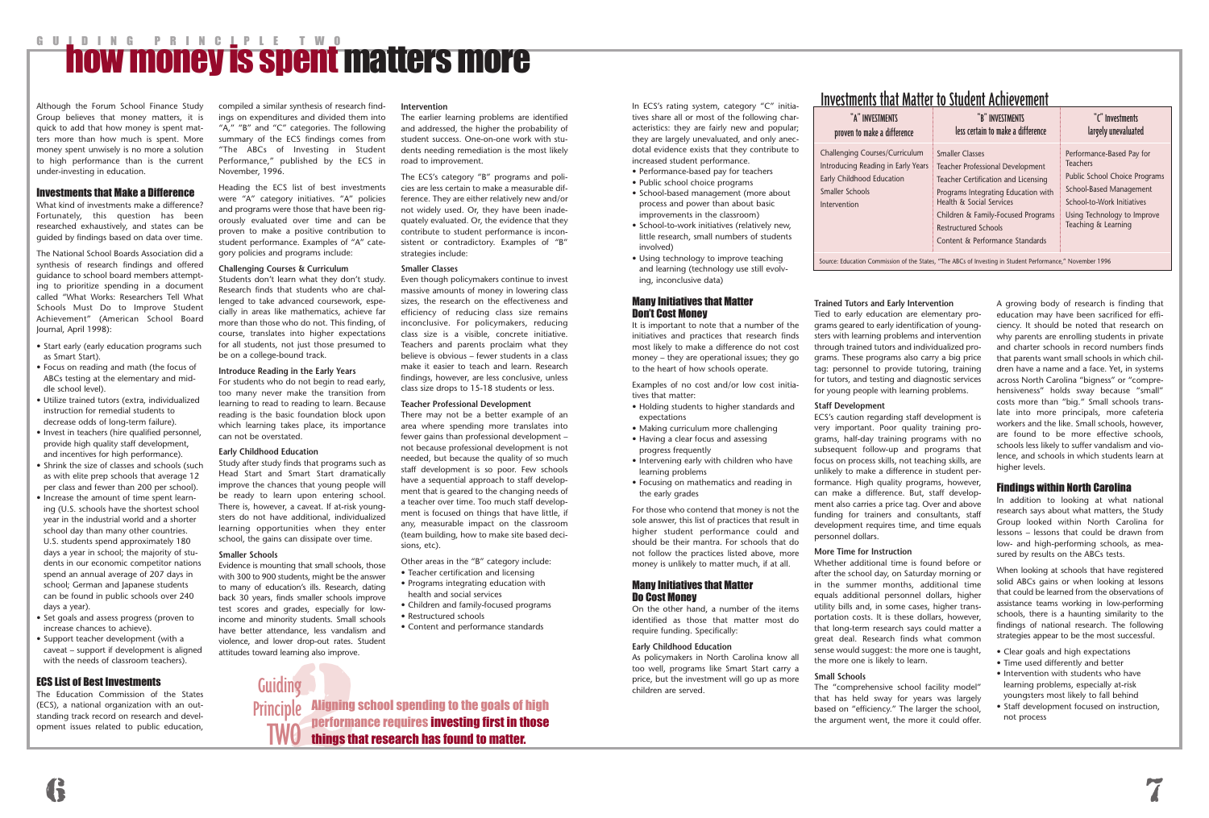GUIDING PRINCIPLE TWO

# how money is spent matters more

Although the Forum School Finance Study Group believes that money matters, it is quick to add that how money is spent matters more than how much is spent. More money spent unwisely is no more a solution to high performance than is the current under-investing in education.

## Investments that Make a Difference

What kind of investments make a difference? Fortunately, this question has been researched exhaustively, and states can be guided by findings based on data over time.

The National School Boards Association did a synthesis of research findings and offered guidance to school board members attempting to prioritize spending in a document called "What Works: Researchers Tell What Schools Must Do to Improve Student Achievement" (American School Board Journal, April 1998):

- Start early (early education programs such as Smart Start).
- Focus on reading and math (the focus of ABCs testing at the elementary and middle school level).
- Utilize trained tutors (extra, individualized instruction for remedial students to decrease odds of long-term failure).
- Invest in teachers (hire qualified personnel, provide high quality staff development, and incentives for high performance).
- Shrink the size of classes and schools (such as with elite prep schools that average 12 per class and fewer than 200 per school).
- Increase the amount of time spent learning (U.S. schools have the shortest school year in the industrial world and a shorter school day than many other countries. U.S. students spend approximately 180 days a year in school; the majority of students in our economic competitor nations spend an annual average of 207 days in school; German and Japanese students can be found in public schools over 240 days a year).
- Set goals and assess progress (proven to increase chances to achieve).
- Support teacher development (with a caveat – support if development is aligned with the needs of classroom teachers).

## ECS List of Best Investments

The Education Commission of the States (ECS), a national organization with an outstanding track record on research and development issues related to public education, compiled a similar synthesis of research findings on expenditures and divided them into "A," "B" and "C" categories. The following summary of the ECS findings comes from "The ABCs of Investing in Student Performance," published by the ECS in November, 1996.

Heading the ECS list of best investments were "A" category initiatives. "A" policies and programs were those that have been rigorously evaluated over time and can be proven to make a positive contribution to student performance. Examples of "A" category policies and programs include:

### Challenging Courses & Curriculum

Students don't learn what they don't study. Research finds that students who are challenged to take advanced coursework, especially in areas like mathematics, achieve far more than those who do not. This finding, of course, translates into higher expectations for all students, not just those presumed to be on a college-bound track.

### Introduce Reading in the Early Years

For students who do not begin to read early, too many never make the transition from learning to read to reading to learn. Because reading is the basic foundation block upon which learning takes place, its importance can not be overstated.

### Early Childhood Education

Study after study finds that programs such as Head Start and Smart Start dramatically improve the chances that young people will be ready to learn upon entering school. There is, however, a caveat. If at-risk youngsters do not have additional, individualized learning opportunities when they enter school, the gains can dissipate over time.

### Smaller Schools

Evidence is mounting that small schools, those with 300 to 900 students, might be the answer to many of education's ills. Research, dating back 30 years, finds smaller schools improve test scores and grades, especially for low-income and minority students. Small schools have better attendance, less vandalism and violence, and lower drop-out rates. Student attitudes toward learning also improve.

### Intervention

The earlier learning problems are identified and addressed, the higher the probability of student success. One-on-one work with students needing remediation is the most likely road to improvement.

The ECS's category "B" programs and policies are less certain to make a measurable difference. They are either relatively new and/or not widely used. Or, they have been inadequately evaluated. Or, the evidence that they contribute to student performance is inconsistent or contradictory. Examples of "B" strategies include:

### Smaller Classes

Even though policymakers continue to invest massive amounts of money in lowering class sizes, the research on the effectiveness and efficiency of reducing class size remains inconclusive. For policymakers, reducing class size is a visible, concrete initiative. Teachers and parents proclaim what they believe is obvious – fewer students in a class make it easier to teach and learn. Research findings, however, are less conclusive, unless class size drops to 15-18 students or less.

### Teacher Professional Development

There may not be a better example of an area where spending more translates into fewer gains than professional development – not because professional development is not needed, but because the quality of so much staff development is so poor. Few schools have a sequential approach to staff development that is geared to the changing needs of a teacher over time. Too much staff development is focused on things that have little, if any, measurable impact on the classroom (team building, how to make site based decisions, etc).

Other areas in the "B" category include:

- Teacher certification and licensing
- Programs integrating education with health and social services
- Children and family-focused programs
- Restructured schools
- Content and performance standards

In ECS's rating system, category "C" initiatives share all or most of the following characteristics: they are fairly new and popular; they are largely unevaluated, and only anecdotal evidence exists that they contribute to increased student performance.

- Performance-based pay for teachers
- Public school choice programs
- School-based management (more about process and power than about basic improvements in the classroom)
- School-to-work initiatives (relatively new, little research, small numbers of students involved)
- Using technology to improve teaching and learning (technology use still evolving, inconclusive data)

## Many Initiatives that Matter Don't Cost Money

It is important to note that a number of the initiatives and practices that research finds most likely to make a difference do not cost money – they are operational issues; they go to the heart of how schools operate.

Examples of no cost and/or low cost initiatives that matter:

- Holding students to higher standards and expectations
- Making curriculum more challenging
- Having a clear focus and assessing progress frequently
- Intervening early with children who have learning problems
- Focusing on mathematics and reading in the early grades

For those who contend that money is not the sole answer, this list of practices that result in higher student performance could and should be their mantra. For schools that do not follow the practices listed above, more money is unlikely to matter much, if at all.

## Many Initiatives that Matter Do Cost Money

On the other hand, a number of the items identified as those that matter most do require funding. Specifically:

### Early Childhood Education

As policymakers in North Carolina know all too well, programs like Smart Start carry a price, but the investment will go up as more children are served.

## Investments that Matter to Student Achievement

| "A" INVESTMENTS proven to make a difference | "B" INVESTMENTS less certain to make a difference | "C" Investments largely unevaluated |
|---|---|---|
| Challenging Courses/Curriculum | Smaller Classes | Performance-Based Pay for Teachers |
| Introducing Reading in the Early Years | Teacher Professional Development | Public School Choice Programs |
| Early Childhood Education | Teacher Certification and Licensing | School-Based Management |
| Smaller Schools | Programs Integrating Education with Health & Social Services | School-to-Work Initiatives |
| Intervention | Children & Family-Focused Programs | Using Technology to Improve Teaching & Learning |
| | Restructured Schools | |
| | Content & Performance Standards | |

Source: Education Commission of the States, "The ABCs of Investing in Student Performance," November 1996

### Trained Tutors and Early Intervention

Tied to early education are elementary programs geared to early identification of youngsters with learning problems and intervention through trained tutors and individualized programs. These programs also carry a big price tag: personnel to provide tutoring, training for tutors, and testing and diagnostic services for young people with learning problems.

### Staff Development

ECS's caution regarding staff development is very important. Poor quality training programs, half-day training programs with no subsequent follow-up and programs that focus on process skills, not teaching skills, are unlikely to make a difference in student performance. High quality programs, however, can make a difference. But, staff development also carries a price tag. Over and above funding for trainers and consultants, staff development requires time, and time equals personnel dollars.

### More Time for Instruction

Whether additional time is found before or after the school day, on Saturday morning or in the summer months, additional time equals additional personnel dollars, higher utility bills and, in some cases, higher transportation costs. It is these dollars, however, that long-term research says could matter a great deal. Research finds what common sense would suggest: the more one is taught, the more one is likely to learn.

### Small Schools

The "comprehensive school facility model" that has held sway for years was largely based on "efficiency." The larger the school, the argument went, the more it could offer. A growing body of research is finding that education may have been sacrificed for efficiency. It should be noted that research on why parents are enrolling students in private and charter schools in record numbers finds that parents want small schools in which children have a name and a face. Yet, in systems across North Carolina "bigness" or "comprehensiveness" holds sway because "small" costs more than "big." Small schools translate into more principals, more cafeteria workers and the like. Small schools, however, are found to be more effective schools, schools less likely to suffer vandalism and violence, and schools in which students learn at higher levels.

## Findings within North Carolina

In addition to looking at what national research says about what matters, the Study Group looked within North Carolina for lessons – lessons that could be drawn from low- and high-performing schools, as measured by results on the ABCs tests.

When looking at schools that have registered solid ABCs gains or when looking at lessons that could be learned from the observations of assistance teams working in low-performing schools, there is a haunting similarity to the findings of national research. The following strategies appear to be the most successful.

- Clear goals and high expectations
- Time used differently and better
- Intervention with students who have learning problems, especially at-risk youngsters most likely to fall behind
- Staff development focused on instruction, not process

**Guiding Principle TWO** — Aligning school spending to the goals of high performance requires investing first in those things that research has found to matter.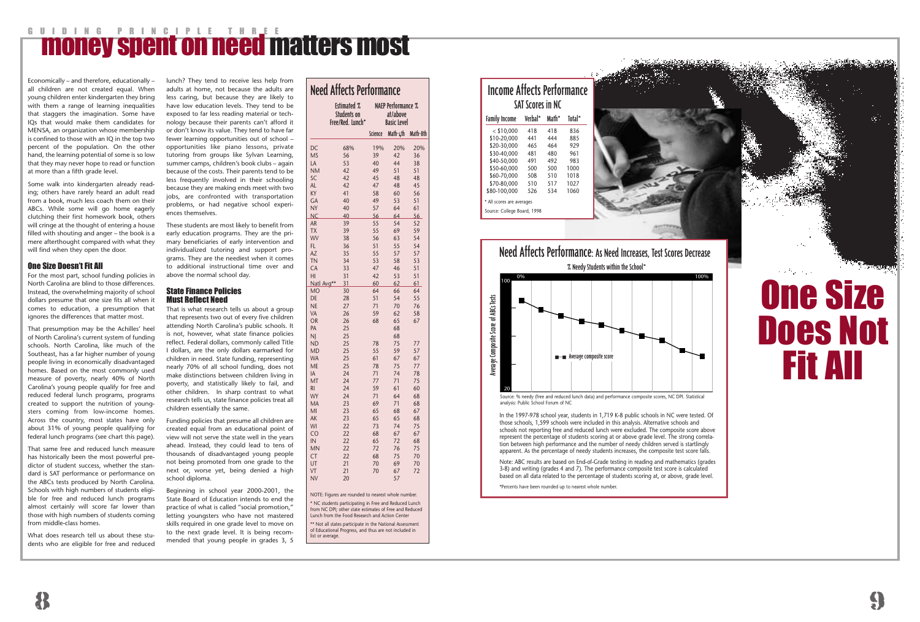GUIDING PRINCIPLE THREE

# money spent on need matters most

Economically – and therefore, educationally – all children are not created equal. When young children enter kindergarten they bring with them a range of learning inequalities that staggers the imagination. Some have IQs that would make them candidates for MENSA, an organization whose membership is confined to those with an IQ in the top two percent of the population. On the other hand, the learning potential of some is so low that they may never hope to read or function at more than a fifth grade level.

Some walk into kindergarten already reading; others have rarely heard an adult read from a book, much less coach them on their ABCs. While some will go home eagerly clutching their first homework book, others will cringe at the thought of entering a house filled with shouting and anger – the book is a mere afterthought compared with what they will find when they open the door.

### One Size Doesn't Fit All

For the most part, school funding policies in North Carolina are blind to those differences. Instead, the overwhelming majority of school dollars presume that one size fits all when it comes to education, a presumption that ignores the differences that matter most.

That presumption may be the Achilles' heel of North Carolina's current system of funding schools. North Carolina, like much of the Southeast, has a far higher number of young people living in economically disadvantaged homes. Based on the most commonly used measure of poverty, nearly 40% of North Carolina's young people qualify for free and reduced federal lunch programs, programs created to support the nutrition of youngsters coming from low-income homes. Across the country, most states have only about 31% of young people qualifying for federal lunch programs (see chart this page).

That same free and reduced lunch measure has historically been the most powerful predictor of student success, whether the standard is SAT performance or performance on the ABCs tests produced by North Carolina. Schools with high numbers of students eligible for free and reduced lunch programs almost certainly will score far lower than those with high numbers of students coming from middle-class homes.

What does research tell us about these students who are eligible for free and reduced lunch? They tend to receive less help from adults at home, not because the adults are less caring, but because they are likely to have low education levels. They tend to be exposed to far less reading material or technology because their parents can't afford it or don't know its value. They tend to have far fewer learning opportunities out of school – opportunities like piano lessons, private tutoring from groups like Sylvan Learning, summer camps, children's book clubs – again because of the costs. Their parents tend to be less frequently involved in their schooling because they are making ends meet with two jobs, are confronted with transportation problems, or had negative school experiences themselves.

These students are most likely to benefit from early education programs. They are the primary beneficiaries of early intervention and individualized tutoring and support programs. They are the neediest when it comes to additional instructional time over and above the normal school day.

### State Finance Policies Must Reflect Need

That is what research tells us about a group that represents two out of every five children attending North Carolina's public schools. It is not, however, what state finance policies reflect. Federal dollars, commonly called Title I dollars, are the only dollars earmarked for children in need. State funding, representing nearly 70% of all school funding, does not make distinctions between children living in poverty, and statistically likely to fail, and other children. In sharp contrast to what research tells us, state finance policies treat all children essentially the same.

Funding policies that presume all children are created equal from an educational point of view will not serve the state well in the years ahead. Instead, they could lead to tens of thousands of disadvantaged young people not being promoted from one grade to the next or, worse yet, being denied a high school diploma.

Beginning in school year 2000-2001, the State Board of Education intends to end the practice of what is called "social promotion," letting youngsters who have not mastered skills required in one grade level to move on to the next grade level. It is being recommended that young people in grades 3, 5

## Need Affects Performance

| | Estimated % Students on Free/Red. Lunch* | NAEP Performance % at/above Basic Level | | |
|---|---|---|---|---|
| | | Science | Math-4th | Math-8th |
| DC | 68% | 19% | 20% | 20% |
| MS | 56 | 39 | 42 | 36 |
| LA | 53 | 40 | 44 | 38 |
| NM | 42 | 49 | 51 | 51 |
| SC | 42 | 45 | 48 | 48 |
| AL | 42 | 47 | 48 | 45 |
| KY | 41 | 58 | 60 | 56 |
| GA | 40 | 49 | 53 | 51 |
| NY | 40 | 57 | 64 | 61 |
| NC | 40 | 56 | 64 | 56 |
| AR | 39 | 55 | 54 | 52 |
| TX | 39 | 55 | 69 | 59 |
| WV | 38 | 56 | 63 | 54 |
| FL | 36 | 51 | 55 | 54 |
| AZ | 35 | 55 | 57 | 57 |
| TN | 34 | 53 | 58 | 53 |
| CA | 33 | 47 | 46 | 51 |
| HI | 31 | 42 | 53 | 51 |
| Natl Avg** | 31 | 60 | 62 | 61 |
| MO | 30 | 64 | 66 | 64 |
| DE | 28 | 51 | 54 | 55 |
| NE | 27 | 71 | 70 | 76 |
| VA | 26 | 59 | 62 | 58 |
| OR | 26 | 68 | 65 | 67 |
| PA | 25 | | 68 | |
| NJ | 25 | | 68 | |
| ND | 25 | 78 | 75 | 77 |
| MD | 25 | 55 | 59 | 57 |
| WA | 25 | 61 | 67 | 67 |
| ME | 25 | 78 | 75 | 77 |
| IA | 24 | 71 | 74 | 78 |
| MT | 24 | 77 | 71 | 75 |
| RI | 24 | 59 | 61 | 60 |
| WY | 24 | 71 | 64 | 68 |
| MA | 23 | 69 | 71 | 68 |
| MI | 23 | 65 | 68 | 67 |
| AK | 23 | 65 | 65 | 68 |
| WI | 22 | 73 | 74 | 75 |
| CO | 22 | 68 | 67 | 67 |
| IN | 22 | 65 | 72 | 68 |
| MN | 22 | 72 | 76 | 75 |
| CT | 22 | 68 | 75 | 70 |
| UT | 21 | 70 | 69 | 70 |
| VT | 21 | 70 | 67 | 72 |
| NV | 20 | | 57 | |

NOTE: Figures are rounded to nearest whole number.

* NC students participating in Free and Reduced Lunch from NC DPI; other state estimates of Free and Reduced Lunch from the Food Research and Action Center

** Not all states participate in the National Assessment of Educational Progress, and thus are not included in list or average.

## Income Affects Performance
### SAT Scores in NC

| Family Income | Verbal* | Math* | Total* |
|---|---|---|---|
| < $10,000 | 418 | 418 | 836 |
| $10-20,000 | 441 | 444 | 885 |
| $20-30,000 | 465 | 464 | 929 |
| $30-40,000 | 481 | 480 | 961 |
| $40-50,000 | 491 | 492 | 983 |
| $50-60,000 | 500 | 500 | 1000 |
| $60-70,000 | 508 | 510 | 1018 |
| $70-80,000 | 510 | 517 | 1027 |
| $80-100,000 | 526 | 534 | 1060 |

* All scores are averages

Source: College Board, 1998

## Need Affects Performance: As Need Increases, Test Scores Decrease

% Needy Students within the School*

Average Composite Score of ABCS Tests

Average composite score

Source: % needy (free and reduced lunch data) and performance composite scores, NC DPI. Statistical analysis: Public School Forum of NC

In the 1997-978 school year, students in 1,719 K-8 public schools in NC were tested. Of those schools, 1,599 schools were included in this analysis. Alternative schools and schools not reporting free and reduced lunch were excluded. The composite score above represent the percentage of students scoring at or above grade level. The strong correlation between high performance and the number of needy children served is startlingly apparent. As the percentage of needy students increases, the composite test score falls.

Note: ABC results are based on End-of-Grade testing in reading and mathematics (grades 3-8) and writing (grades 4 and 7). The performance composite test score is calculated based on all data related to the percentage of students scoring at, or above, grade level.

*Percents have been rounded up to nearest whole number.

# One Size Does Not Fit All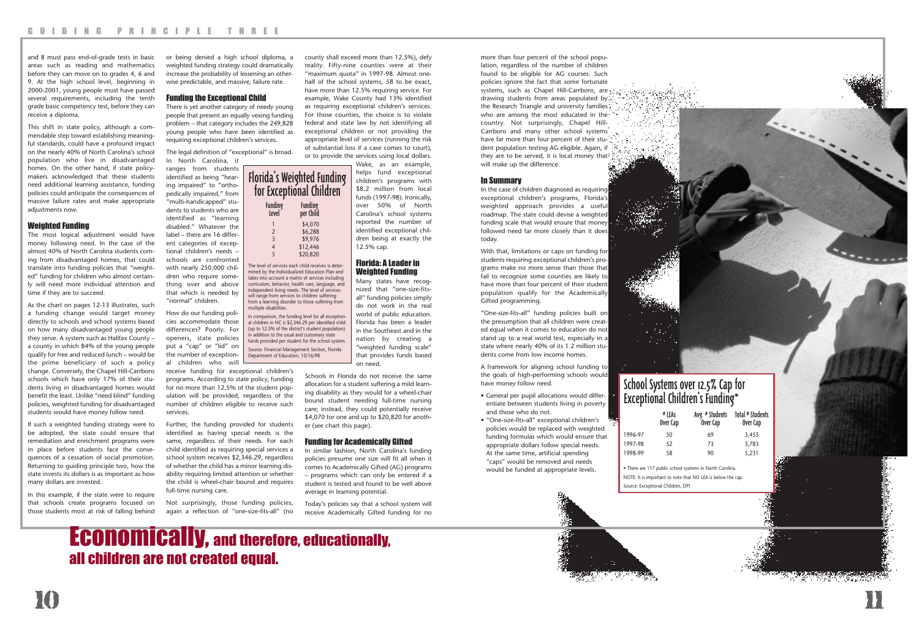and 8 must pass end-of-grade tests in basic areas such as reading and mathematics before they can move on to grades 4, 6 and 9. At the high school level, beginning in 2000-2001, young people must have passed several requirements, including the tenth grade basic competency test, before they can receive a diploma.

This shift in state policy, although a commendable step toward establishing meaningful standards, could have a profound impact on the nearly 40% of North Carolina's school population who live in disadvantaged homes. On the other hand, if state policymakers acknowledged that these students need additional learning assistance, funding policies could anticipate the consequences of massive failure rates and make appropriate adjustments now.

### Weighted Funding

The most logical adjustment would have money following need. In the case of the almost 40% of North Carolina students coming from disadvantaged homes, that could translate into funding policies that "weighted" funding for children who almost certainly will need more individual attention and time if they are to succeed.

As the chart on pages 12-13 illustrates, such a funding change would target money directly to schools and school systems based on how many disadvantaged young people they serve. A system such as Halifax County – a county in which 84% of the young people qualify for free and reduced lunch – would be the prime beneficiary of such a policy change. Conversely, the Chapel Hill-Carrboro schools which have only 17% of their students living in disadvantaged homes would benefit the least. Unlike "need blind" funding policies, weighted funding for disadvantaged students would have money follow need.

If such a weighted funding strategy were to be adopted, the state could ensure that remediation and enrichment programs were in place before students face the consequences of a cessation of social promotion. Returning to guiding principle two, how the state invests its dollars is as important as how many dollars are invested.

In this example, if the state were to require that schools create programs focused on those students most at risk of falling behind or being denied a high school diploma, a weighted funding strategy could dramatically increase the probability of lessening an otherwise predictable, and massive, failure rate.

### Funding the Exceptional Child

There is yet another category of needy young people that present an equally vexing funding problem – that category includes the 249,828 young people who have been identified as requiring exceptional children's services.

The legal definition of "exceptional" is broad. In North Carolina, it ranges from students identified as being "hearing impaired" to "orthopedically impaired," from "multi-handicapped" students to students who are identified as "learning disabled." Whatever the label – there are 16 different categories of exceptional children's needs – schools are confronted with nearly 250,000 children who require something over and above that which is needed by "normal" children.

How do our funding policies accommodate those differences? Poorly. For openers, state policies put a "cap" or "lid" on the number of exceptional children who will receive funding for exceptional children's programs. According to state policy, funding for no more than 12.5% of the student population will be provided, regardless of the number of children eligible to receive such services.

Further, the funding provided for students identified as having special needs is the same, regardless of their needs. For each child identified as requiring special services a school system receives $2,346.29, regardless of whether the child has a minor learning disability requiring limited attention or whether the child is wheel-chair bound and requires full-time nursing care.

Not surprisingly, those funding policies, again a reflection of "one-size-fits-all" (no county shall exceed more than 12.5%), defy reality. Fifty-nine counties were at their "maximum quota" in 1997-98. Almost one-half of the school systems, 58 to be exact, have more than 12.5% requiring service. For example, Wake County had 13% identified as requiring exceptional children's services. For those counties, the choice is to violate federal and state law by not identifying all exceptional children or not providing the appropriate level of services (running the risk of substantial loss if a case comes to court), or to provide the services using local dollars.

Wake, as an example, helps fund exceptional children's programs with $8.2 million from local funds (1997-98). Ironically, over 50% of North Carolina's school systems reported the number of identified exceptional children being at exactly the 12.5% cap.

**Florida's Weighted Funding for Exceptional Children**

| Funding Level | Funding per Child |
|---|---|
| 1 | $4,070 |
| 2 | $6,288 |
| 3 | $9,976 |
| 4 | $12,446 |
| 5 | $20,820 |

The level of services each child receives is determined by the Individualized Education Plan and takes into account a matrix of services including curriculum, behavior, health care, language, and independent living needs. The level of services will range from services to children suffering from a learning disorder to those suffering from multiple disabilities.

In comparison, the funding level for all exceptional children in NC is $2,346.29 per identified child (up to 12.5% of the district's student population) in addition to the usual and customary state funds provided per student for the school system.

Source: Financial Management Section, Florida Department of Education, 10/16/98

### Florida: A Leader in Weighted Funding

Many states have recognized that "one-size-fits-all" funding policies simply do not work in the real world of public education. Florida has been a leader in the Southeast and in the nation by creating a "weighted funding scale" that provides funds based on need.

Schools in Florida do not receive the same allocation for a student suffering a mild learning disability as they would for a wheel-chair bound student needing full-time nursing care; instead, they could potentially receive $4,070 for one and up to $20,820 for another (see chart this page).

### Funding for Academically Gifted

In similar fashion, North Carolina's funding policies presume one size will fit all when it comes to Academically Gifted (AG) programs – programs which can only be entered if a student is tested and found to be well above average in learning potential.

Today's policies say that a school system will receive Academically Gifted funding for no more than four percent of the school population, regardless of the number of children found to be eligible for AG courses. Such policies ignore the fact that some fortunate systems, such as Chapel Hill-Carrboro, are drawing students from areas populated by the Research Triangle and university families who are among the most educated in the country. Not surprisingly, Chapel Hill-Carrboro and many other school systems have far more than four percent of their student population testing AG eligible. Again, if they are to be served, it is local money that will make up the difference.

### In Summary

In the case of children diagnosed as requiring exceptional children's programs, Florida's weighted approach provides a useful roadmap. The state could devise a weighted funding scale that would ensure that money followed need far more closely than it does today.

With that, limitations or caps on funding for students requiring exceptional children's programs make no more sense than those that fail to recognize some counties are likely to have more than four percent of their student population qualify for the Academically Gifted programming.

"One-size-fits-all" funding policies built on the presumption that all children were created equal when it comes to education do not stand up to a real world test, especially in a state where nearly 40% of its 1.2 million students come from low income homes.

A framework for aligning school funding to the goals of high-performing schools would have money follow need.

- General per pupil allocations would differentiate between students living in poverty and those who do not.
- "One-size-fits-all" exceptional children's policies would be replaced with weighted funding formulas which would ensure that appropriate dollars follow special needs. At the same time, artificial spending "caps" would be removed and needs would be funded at appropriate levels.

**School Systems over 12.5% Cap for Exceptional Children's Funding***

| | # LEAs Over Cap | Avg. # Students Over Cap | Total # Students Over Cap |
|---|---|---|---|
| 1996-97 | 50 | 69 | 3,453 |
| 1997-98 | 52 | 73 | 3,783 |
| 1998-99 | 58 | 90 | 5,231 |

• There are 117 public school systems in North Carolina.

NOTE: It is important to note that NO LEA is below the cap.

Source: Exceptional Children, DPI

# Economically, and therefore, educationally, all children are not created equal.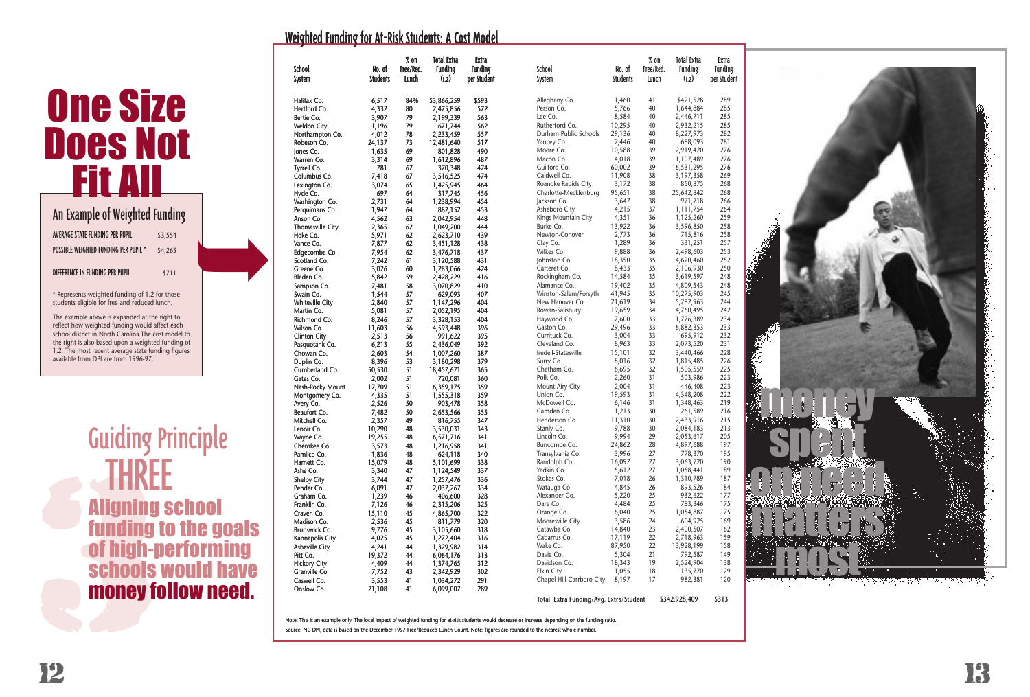# One Size Does Not Fit All

## An Example of Weighted Funding

| | |
|---|---|
| AVERAGE STATE FUNDING PER PUPIL | $3,554 |
| POSSIBLE WEIGHTED FUNDING PER PUPIL * | $4,265 |
| DIFFERENCE IN FUNDING PER PUPIL | $711 |

* Represents weighted funding of 1.2 for those students eligible for free and reduced lunch.

The example above is expanded at the right to reflect how weighted funding would affect each school district in North Carolina. The cost model to the right is also based upon a weighted funding of 1.2. The most recent average state funding figures available from DPI are from 1996-97.

## Guiding Principle THREE

**Aligning school funding to the goals of high-performing schools would have money follow need.**

## Weighted Funding for At-Risk Students: A Cost Model

| School System | No. of Students | % on Free/Red. Lunch | Total Extra Funding (1.2) | Extra Funding per Student |
|---|---|---|---|---|
| Halifax Co. | 6,517 | 84% | $3,866,259 | $593 |
| Hertford Co. | 4,332 | 80 | 2,475,856 | 572 |
| Bertie Co. | 3,907 | 79 | 2,199,339 | 563 |
| Weldon City | 1,196 | 79 | 671,744 | 562 |
| Northampton Co. | 4,012 | 78 | 2,233,459 | 557 |
| Robeson Co. | 24,137 | 73 | 12,481,640 | 517 |
| Jones Co. | 1,635 | 69 | 801,828 | 490 |
| Warren Co. | 3,314 | 69 | 1,612,896 | 487 |
| Tyrrell Co. | 781 | 67 | 370,348 | 474 |
| Columbus Co. | 7,418 | 67 | 3,516,525 | 474 |
| Lexington Co. | 3,074 | 65 | 1,425,945 | 464 |
| Hyde Co. | 697 | 64 | 317,745 | 456 |
| Washington Co. | 2,731 | 64 | 1,238,994 | 454 |
| Perquimans Co. | 1,947 | 64 | 882,152 | 453 |
| Anson Co. | 4,562 | 63 | 2,042,954 | 448 |
| Thomasville City | 2,365 | 62 | 1,049,200 | 444 |
| Hoke Co. | 5,971 | 62 | 2,623,710 | 439 |
| Vance Co. | 7,877 | 62 | 3,451,128 | 438 |
| Edgecombe Co. | 7,954 | 62 | 3,476,718 | 437 |
| Scotland Co. | 7,242 | 61 | 3,120,588 | 431 |
| Greene Co. | 3,026 | 60 | 1,283,066 | 424 |
| Bladen Co. | 5,842 | 59 | 2,428,229 | 416 |
| Sampson Co. | 7,481 | 58 | 3,070,829 | 410 |
| Swain Co. | 1,544 | 57 | 629,093 | 407 |
| Whiteville City | 2,840 | 57 | 1,147,296 | 404 |
| Martin Co. | 5,081 | 57 | 2,052,195 | 404 |
| Richmond Co. | 8,246 | 57 | 3,328,153 | 404 |
| Wilson Co. | 11,603 | 56 | 4,593,448 | 396 |
| Clinton City | 2,513 | 56 | 991,622 | 395 |
| Pasquotank Co. | 6,213 | 55 | 2,436,049 | 392 |
| Chowan Co. | 2,603 | 54 | 1,007,260 | 387 |
| Duplin Co. | 8,396 | 53 | 3,180,298 | 379 |
| Cumberland Co. | 50,530 | 51 | 18,457,671 | 365 |
| Gates Co. | 2,002 | 51 | 720,081 | 360 |
| Nash-Rocky Mount | 17,709 | 51 | 6,359,175 | 359 |
| Montgomery Co. | 4,335 | 51 | 1,555,318 | 359 |
| Avery Co. | 2,526 | 50 | 903,478 | 358 |
| Beaufort Co. | 7,482 | 50 | 2,653,566 | 355 |
| Mitchell Co. | 2,357 | 49 | 816,755 | 347 |
| Lenoir Co. | 10,290 | 48 | 3,530,031 | 343 |
| Wayne Co. | 19,255 | 48 | 6,571,716 | 341 |
| Cherokee Co. | 3,573 | 48 | 1,216,958 | 341 |
| Pamlico Co. | 1,836 | 48 | 624,118 | 340 |
| Harnett Co. | 15,079 | 48 | 5,101,699 | 338 |
| Ashe Co. | 3,340 | 47 | 1,124,549 | 337 |
| Shelby City | 3,744 | 47 | 1,257,476 | 336 |
| Pender Co. | 6,091 | 47 | 2,037,267 | 334 |
| Graham Co. | 1,239 | 46 | 406,600 | 328 |
| Franklin Co. | 7,126 | 46 | 2,315,206 | 325 |
| Craven Co. | 15,110 | 45 | 4,865,700 | 322 |
| Madison Co. | 2,536 | 45 | 811,779 | 320 |
| Brunswick Co. | 9,776 | 45 | 3,105,660 | 318 |
| Kannapolis City | 4,025 | 45 | 1,272,404 | 316 |
| Asheville City | 4,241 | 44 | 1,329,982 | 314 |
| Pitt Co. | 19,372 | 44 | 6,064,176 | 313 |
| Hickory City | 4,409 | 44 | 1,374,765 | 312 |
| Granville Co. | 7,752 | 43 | 2,342,929 | 302 |
| Caswell Co. | 3,553 | 41 | 1,034,272 | 291 |
| Onslow Co. | 21,108 | 41 | 6,099,007 | 289 |
| Alleghany Co. | 1,460 | 41 | $421,528 | 289 |
| Person Co. | 5,766 | 40 | 1,644,884 | 285 |
| Lee Co. | 8,584 | 40 | 2,446,711 | 285 |
| Rutherford Co. | 10,295 | 40 | 2,932,215 | 285 |
| Durham Public Schools | 29,136 | 40 | 8,227,973 | 282 |
| Yancey Co. | 2,446 | 40 | 688,093 | 281 |
| Moore Co. | 10,588 | 39 | 2,919,420 | 276 |
| Macon Co. | 4,018 | 39 | 1,107,489 | 276 |
| Guilford Co. | 60,002 | 39 | 16,531,295 | 276 |
| Caldwell Co. | 11,908 | 38 | 3,197,358 | 269 |
| Roanoke Rapids City | 3,172 | 38 | 850,875 | 268 |
| Charlotte-Mecklenburg | 95,651 | 38 | 25,642,842 | 268 |
| Jackson Co. | 3,647 | 38 | 971,718 | 266 |
| Asheboro City | 4,215 | 37 | 1,111,754 | 264 |
| Kings Mountain City | 4,351 | 36 | 1,125,260 | 259 |
| Burke Co. | 13,922 | 36 | 3,596,850 | 258 |
| Newton-Conover | 2,773 | 36 | 715,816 | 258 |
| Clay Co. | 1,289 | 36 | 331,251 | 257 |
| Wilkes Co. | 9,888 | 36 | 2,498,603 | 253 |
| Johnston Co. | 18,350 | 35 | 4,620,460 | 252 |
| Carteret Co. | 8,433 | 35 | 2,106,930 | 250 |
| Rockingham Co. | 14,584 | 35 | 3,619,597 | 248 |
| Alamance Co. | 19,402 | 35 | 4,809,543 | 248 |
| Winston-Salem/Forsyth | 41,945 | 35 | 10,275,903 | 245 |
| New Hanover Co. | 21,619 | 34 | 5,282,963 | 244 |
| Rowan-Salisbury | 19,659 | 34 | 4,760,495 | 242 |
| Haywood Co. | 7,600 | 33 | 1,776,389 | 234 |
| Gaston Co. | 29,496 | 33 | 6,882,353 | 233 |
| Currituck Co. | 3,004 | 33 | 695,912 | 232 |
| Cleveland Co. | 8,963 | 33 | 2,073,520 | 231 |
| Iredell-Statesville | 15,101 | 32 | 3,440,466 | 228 |
| Surry Co. | 8,016 | 32 | 1,815,485 | 226 |
| Chatham Co. | 6,695 | 32 | 1,505,559 | 225 |
| Polk Co. | 2,260 | 31 | 503,986 | 223 |
| Mount Airy City | 2,004 | 31 | 446,408 | 223 |
| Union Co. | 19,593 | 31 | 4,348,208 | 222 |
| McDowell Co. | 6,146 | 31 | 1,348,463 | 219 |
| Camden Co. | 1,213 | 30 | 261,589 | 216 |
| Henderson Co. | 11,310 | 30 | 2,433,916 | 215 |
| Stanly Co. | 9,788 | 30 | 2,084,183 | 213 |
| Lincoln Co. | 9,994 | 29 | 2,053,617 | 205 |
| Buncombe Co. | 24,862 | 28 | 4,897,688 | 197 |
| Transylvania Co. | 3,996 | 27 | 778,370 | 195 |
| Randolph Co. | 16,097 | 27 | 3,063,720 | 190 |
| Yadkin Co. | 5,612 | 27 | 1,058,441 | 189 |
| Stokes Co. | 7,018 | 26 | 1,310,789 | 187 |
| Watauga Co. | 4,845 | 26 | 893,526 | 184 |
| Alexander Co. | 5,220 | 25 | 932,622 | 177 |
| Dare Co. | 4,484 | 25 | 783,346 | 175 |
| Orange Co. | 6,040 | 25 | 1,054,887 | 175 |
| Mooresville City | 3,586 | 24 | 604,925 | 169 |
| Catawba Co. | 14,840 | 23 | 2,400,507 | 162 |
| Cabarrus Co. | 17,119 | 22 | 2,718,963 | 159 |
| Wake Co. | 87,950 | 22 | 13,928,199 | 158 |
| Davie Co. | 5,304 | 21 | 792,587 | 149 |
| Davidson Co. | 18,343 | 19 | 2,524,904 | 138 |
| Elkin City | 1,055 | 18 | 135,770 | 129 |
| Chapel Hill-Carrboro City | 8,197 | 17 | 982,381 | 120 |
| **Total Extra Funding/Avg. Extra/Student** | | | **$342,928,409** | **$313** |

Note: This is an example only. The local impact of weighted funding for at-risk students would decrease or increase depending on the funding ratio.

Source: NC DPI, data is based on the December 1997 Free/Reduced Lunch Count. Note: figures are rounded to the nearest whole number.

money spent on need matters most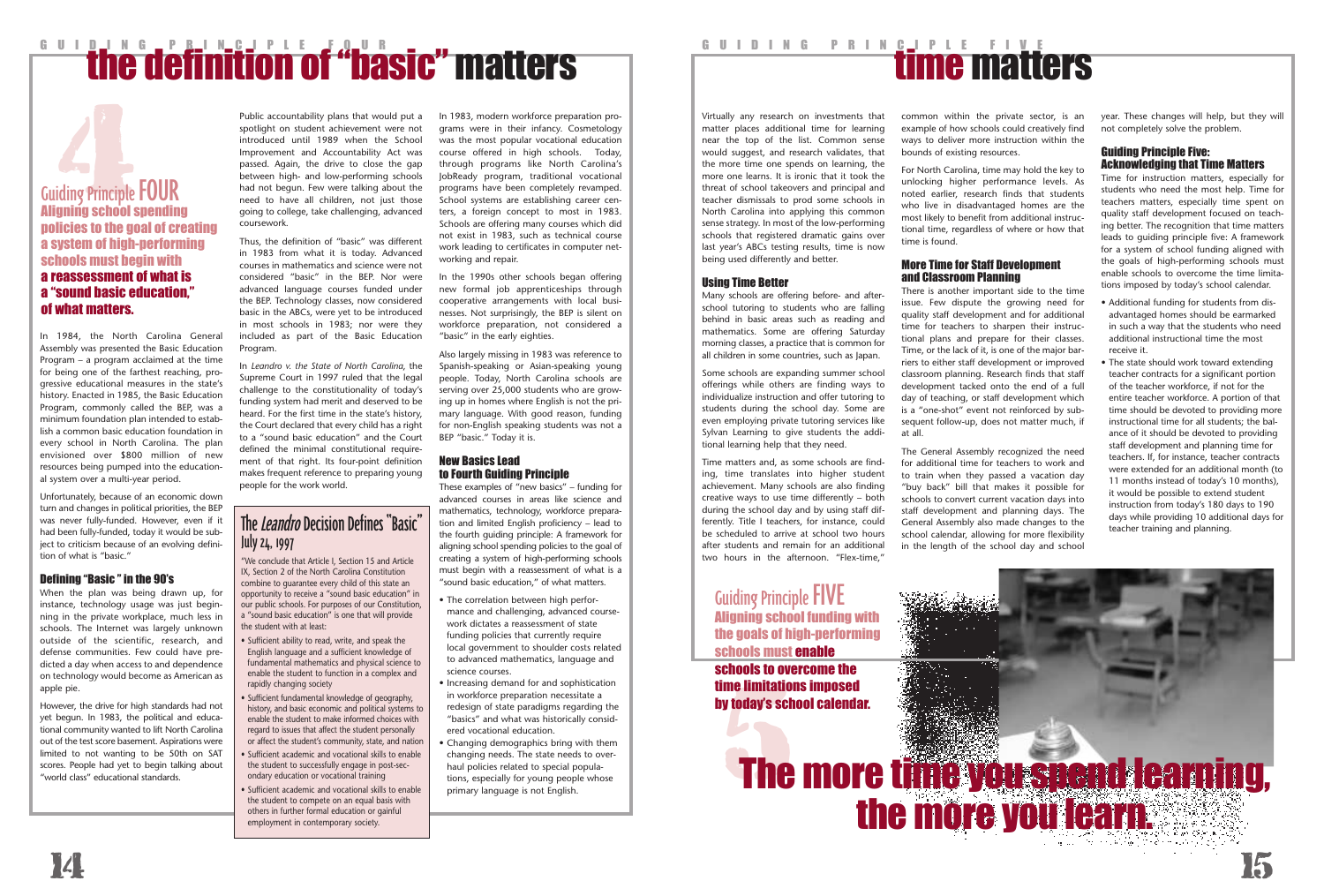GUIDING PRINCIPLE FOUR

# the definition of "basic" matters

## Guiding Principle FOUR

**Aligning school spending policies to the goal of creating a system of high-performing schools must begin with a reassessment of what is a "sound basic education," of what matters.**

In 1984, the North Carolina General Assembly was presented the Basic Education Program – a program acclaimed at the time for being one of the farthest reaching, progressive educational measures in the state's history. Enacted in 1985, the Basic Education Program, commonly called the BEP, was a minimum foundation plan intended to establish a common basic education foundation in every school in North Carolina. The plan envisioned over $800 million of new resources being pumped into the educational system over a multi-year period.

Unfortunately, because of an economic down turn and changes in political priorities, the BEP was never fully-funded. However, even if it had been fully-funded, today it would be subject to criticism because of an evolving definition of what is "basic."

### Defining "Basic" in the 90's

When the plan was being drawn up, for instance, technology usage was just beginning in the private workplace, much less in schools. The Internet was largely unknown outside of the scientific, research, and defense communities. Few could have predicted a day when access to and dependence on technology would become as American as apple pie.

However, the drive for high standards had not yet begun. In 1983, the political and educational community wanted to lift North Carolina out of the test score basement. Aspirations were limited to not wanting to be 50th on SAT scores. People had yet to begin talking about "world class" educational standards.

Public accountability plans that would put a spotlight on student achievement were not introduced until 1989 when the School Improvement and Accountability Act was passed. Again, the drive to close the gap between high- and low-performing schools had not begun. Few were talking about the need to have all children, not just those going to college, take challenging, advanced coursework.

Thus, the definition of "basic" was different in 1983 from what it is today. Advanced courses in mathematics and science were not considered "basic" in the BEP. Nor were advanced language courses funded under the BEP. Technology classes, now considered basic in the ABCs, were yet to be introduced in most schools in 1983; nor were they included as part of the Basic Education Program.

In *Leandro v. the State of North Carolina*, the Supreme Court in 1997 ruled that the legal challenge to the constitutionality of today's funding system had merit and deserved to be heard. For the first time in the state's history, the Court declared that every child has a right to a "sound basic education" and the Court defined the minimal constitutional requirement of that right. Its four-point definition makes frequent reference to preparing young people for the work world.

### The *Leandro* Decision Defines "Basic" July 24, 1997

"We conclude that Article I, Section 15 and Article IX, Section 2 of the North Carolina Constitution combine to guarantee every child of this state an opportunity to receive a "sound basic education" in our public schools. For purposes of our Constitution, a "sound basic education" is one that will provide the student with at least:

- Sufficient ability to read, write, and speak the English language and a sufficient knowledge of fundamental mathematics and physical science to enable the student to function in a complex and rapidly changing society
- Sufficient fundamental knowledge of geography, history, and basic economic and political systems to enable the student to make informed choices with regard to issues that affect the student personally or affect the student's community, state, and nation
- Sufficient academic and vocational skills to enable the student to successfully engage in post-secondary education or vocational training
- Sufficient academic and vocational skills to enable the student to compete on an equal basis with others in further formal education or gainful employment in contemporary society.

In 1983, modern workforce preparation programs were in their infancy. Cosmetology was the most popular vocational education course offered in high schools. Today, through programs like North Carolina's JobReady program, traditional vocational programs have been completely revamped. School systems are establishing career centers, a foreign concept to most in 1983. Schools are offering many courses which did not exist in 1983, such as technical course work leading to certificates in computer networking and repair.

In the 1990s other schools began offering new formal job apprenticeships through cooperative arrangements with local businesses. Not surprisingly, the BEP is silent on workforce preparation, not considered a "basic" in the early eighties.

Also largely missing in 1983 was reference to Spanish-speaking or Asian-speaking young people. Today, North Carolina schools are serving over 25,000 students who are growing up in homes where English is not the primary language. With good reason, funding for non-English speaking students was not a BEP "basic." Today it is.

### New Basics Lead to Fourth Guiding Principle

These examples of "new basics" – funding for advanced courses in areas like science and mathematics, technology, workforce preparation and limited English proficiency – lead to the fourth guiding principle: A framework for aligning school spending policies to the goal of creating a system of high-performing schools must begin with a reassessment of what is a "sound basic education," of what matters.

- The correlation between high performance and challenging, advanced coursework dictates a reassessment of state funding policies that currently require local government to shoulder costs related to advanced mathematics, language and science courses.
- Increasing demand for and sophistication in workforce preparation necessitate a redesign of state paradigms regarding the "basics" and what was historically considered vocational education.
- Changing demographics bring with them changing needs. The state needs to overhaul policies related to special populations, especially for young people whose primary language is not English.

GUIDING PRINCIPLE FIVE

# time matters

Virtually any research on investments that matter places additional time for learning near the top of the list. Common sense would suggest, and research validates, that the more time one spends on learning, the more one learns. It is ironic that it took the threat of school takeovers and principal and teacher dismissals to prod some schools in North Carolina into applying this common sense strategy. In most of the low-performing schools that registered dramatic gains over last year's ABCs testing results, time is now being used differently and better.

### Using Time Better

Many schools are offering before- and after-school tutoring to students who are falling behind in basic areas such as reading and mathematics. Some are offering Saturday morning classes, a practice that is common for all children in some countries, such as Japan.

Some schools are expanding summer school offerings while others are finding ways to individualize instruction and offer tutoring to students during the school day. Some are even employing private tutoring services like Sylvan Learning to give students the additional learning help that they need.

Time matters and, as some schools are finding, time translates into higher student achievement. Many schools are also finding creative ways to use time differently – both during the school day and by using staff differently. Title I teachers, for instance, could be scheduled to arrive at school two hours after students and remain for an additional two hours in the afternoon. "Flex-time," common within the private sector, is an example of how schools could creatively find ways to deliver more instruction within the bounds of existing resources.

For North Carolina, time may hold the key to unlocking higher performance levels. As noted earlier, research finds that students who live in disadvantaged homes are the most likely to benefit from additional instructional time, regardless of where or how that time is found.

### More Time for Staff Development and Classroom Planning

There is another important side to the time issue. Few dispute the growing need for quality staff development and for additional time for teachers to sharpen their instructional plans and prepare for their classes. Time, or the lack of it, is one of the major barriers to either staff development or improved classroom planning. Research finds that staff development tacked onto the end of a full day of teaching, or staff development which is a "one-shot" event not reinforced by subsequent follow-up, does not matter much, if at all.

The General Assembly recognized the need for additional time for teachers to work and to train when they passed a vacation day "buy back" bill that makes it possible for schools to convert current vacation days into staff development and planning days. The General Assembly also made changes to the school calendar, allowing for more flexibility in the length of the school day and school year. These changes will help, but they will not completely solve the problem.

### Guiding Principle Five: Acknowledging that Time Matters

Time for instruction matters, especially for students who need the most help. Time for teachers matters, especially time spent on quality staff development focused on teaching better. The recognition that time matters leads to guiding principle five: A framework for a system of school funding aligned with the goals of high-performing schools must enable schools to overcome the time limitations imposed by today's school calendar.

- Additional funding for students from disadvantaged homes should be earmarked in such a way that the students who need additional instructional time the most receive it.
- The state should work toward extending teacher contracts for a significant portion of the teacher workforce, if not for the entire teacher workforce. A portion of that time should be devoted to providing more instructional time for all students; the balance of it should be devoted to providing staff development and planning time for teachers. If, for instance, teacher contracts were extended for an additional month (to 11 months instead of today's 10 months), it would be possible to extend student instruction from today's 180 days to 190 days while providing 10 additional days for teacher training and planning.

## Guiding Principle FIVE

**Aligning school funding with the goals of high-performing schools must enable schools to overcome the time limitations imposed by today's school calendar.**

# The more time you spend learning, the more you learn.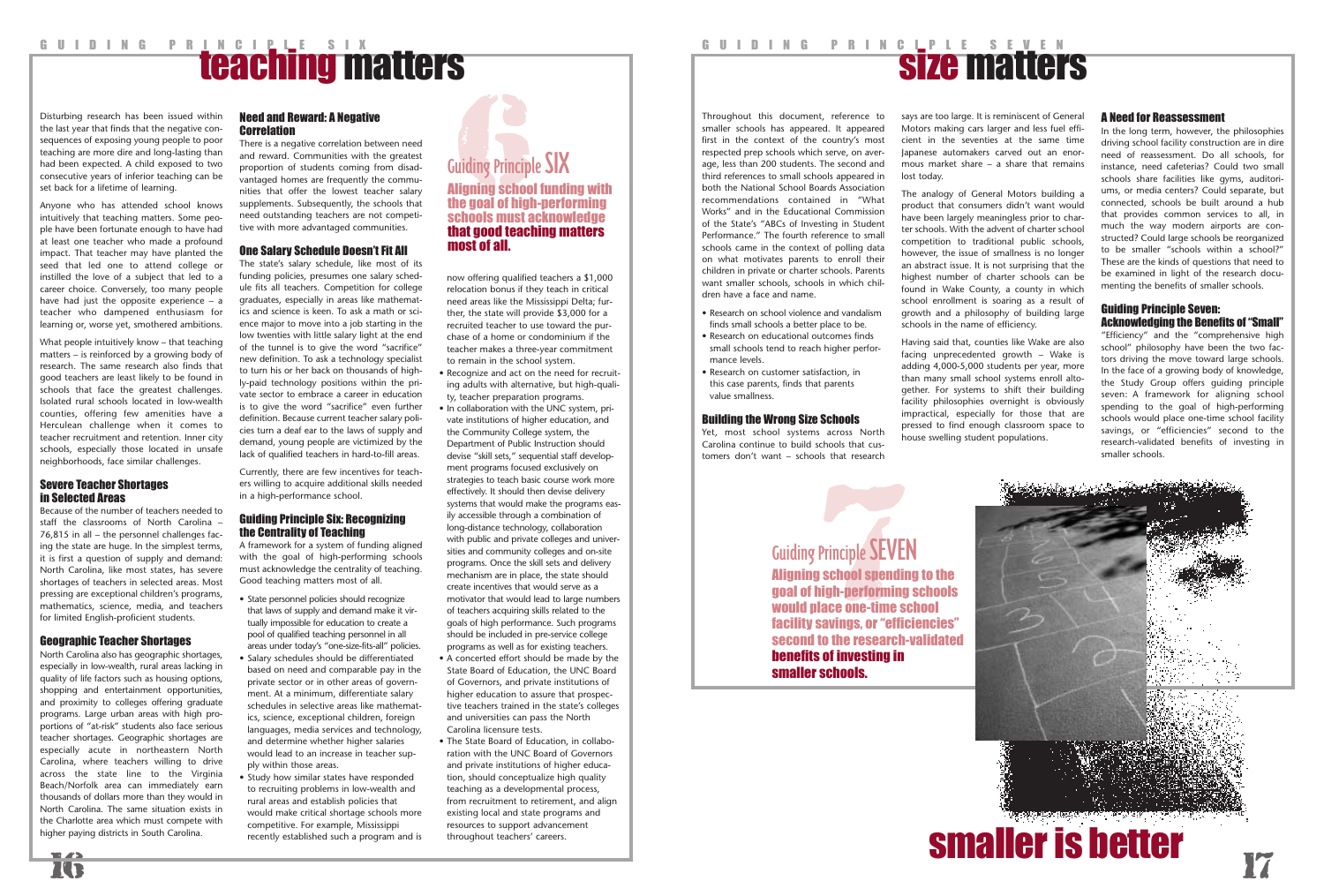GUIDING PRINCIPLE SIX

# teaching matters

Disturbing research has been issued within the last year that finds that the negative consequences of exposing young people to poor teaching are more dire and long-lasting than had been expected. A child exposed to two consecutive years of inferior teaching can be set back for a lifetime of learning.

Anyone who has attended school knows intuitively that teaching matters. Some people have been fortunate enough to have had at least one teacher who made a profound impact. That teacher may have planted the seed that led one to attend college or instilled the love of a subject that led to a career choice. Conversely, too many people have had just the opposite experience – a teacher who dampened enthusiasm for learning or, worse yet, smothered ambitions.

What people intuitively know – that teaching matters – is reinforced by a growing body of research. The same research also finds that good teachers are least likely to be found in schools that face the greatest challenges. Isolated rural schools located in low-wealth counties, offering few amenities have a Herculean challenge when it comes to teacher recruitment and retention. Inner city schools, especially those located in unsafe neighborhoods, face similar challenges.

### Severe Teacher Shortages in Selected Areas

Because of the number of teachers needed to staff the classrooms of North Carolina – 76,815 in all – the personnel challenges facing the state are huge. In the simplest terms, it is first a question of supply and demand: North Carolina, like most states, has severe shortages of teachers in selected areas. Most pressing are exceptional children's programs, mathematics, science, media, and teachers for limited English-proficient students.

### Geographic Teacher Shortages

North Carolina also has geographic shortages, especially in low-wealth, rural areas lacking in quality of life factors such as housing options, shopping and entertainment opportunities, and proximity to colleges offering graduate programs. Large urban areas with high proportions of "at-risk" students also face serious teacher shortages. Geographic shortages are especially acute in northeastern North Carolina, where teachers willing to drive across the state line to the Virginia Beach/Norfolk area can immediately earn thousands of dollars more than they would in North Carolina. The same situation exists in the Charlotte area which must compete with higher paying districts in South Carolina.

### Need and Reward: A Negative Correlation

There is a negative correlation between need and reward. Communities with the greatest proportion of students coming from disadvantaged homes are frequently the communities that offer the lowest teacher salary supplements. Subsequently, the schools that need outstanding teachers are not competitive with more advantaged communities.

### One Salary Schedule Doesn't Fit All

The state's salary schedule, like most of its funding policies, presumes one salary schedule fits all teachers. Competition for college graduates, especially in areas like mathematics and science is keen. To ask a math or science major to move into a job starting in the low twenties with little salary light at the end of the tunnel is to give the word "sacrifice" new definition. To ask a technology specialist to turn his or her back on thousands of highly-paid technology positions within the private sector to embrace a career in education is to give the word "sacrifice" even further definition. Because current teacher salary policies turn a deaf ear to the laws of supply and demand, young people are victimized by the lack of qualified teachers in hard-to-fill areas.

Currently, there are few incentives for teachers willing to acquire additional skills needed in a high-performance school.

### Guiding Principle Six: Recognizing the Centrality of Teaching

A framework for a system of funding aligned with the goal of high-performing schools must acknowledge the centrality of teaching. Good teaching matters most of all.

- State personnel policies should recognize that laws of supply and demand make it virtually impossible for education to create a pool of qualified teaching personnel in all areas under today's "one-size-fits-all" policies.
- Salary schedules should be differentiated based on need and comparable pay in the private sector or in other areas of government. At a minimum, differentiate salary schedules in selective areas like mathematics, science, exceptional children, foreign languages, media services and technology, and determine whether higher salaries would lead to an increase in teacher supply within those areas.
- Study how similar states have responded to recruiting problems in low-wealth and rural areas and establish policies that would make critical shortage schools more competitive. For example, Mississippi recently established such a program and is now offering qualified teachers a $1,000 relocation bonus if they teach in critical need areas like the Mississippi Delta; further, the state will provide $3,000 for a recruited teacher to use toward the purchase of a home or condominium if the teacher makes a three-year commitment to remain in the school system.
- Recognize and act on the need for recruiting adults with alternative, but high-quality, teacher preparation programs.
- In collaboration with the UNC system, private institutions of higher education, and the Community College system, the Department of Public Instruction should devise "skill sets," sequential staff development programs focused exclusively on strategies to teach basic course work more effectively. It should then devise delivery systems that would make the programs easily accessible through a combination of long-distance technology, collaboration with public and private colleges and universities and community colleges and on-site programs. Once the skill sets and delivery mechanism are in place, the state should create incentives that would serve as a motivator that would lead to large numbers of teachers acquiring skills related to the goals of high performance. Such programs should be included in pre-service college programs as well as for existing teachers.
- A concerted effort should be made by the State Board of Education, the UNC Board of Governors, and private institutions of higher education to assure that prospective teachers trained in the state's colleges and universities can pass the North Carolina licensure tests.
- The State Board of Education, in collaboration with the UNC Board of Governors and private institutions of higher education, should conceptualize high quality teaching as a developmental process, from recruitment to retirement, and align existing local and state programs and resources to support advancement throughout teachers' careers.

## Guiding Principle SIX

**Aligning school funding with the goal of high-performing schools must acknowledge that good teaching matters most of all.**

GUIDING PRINCIPLE SEVEN

# size matters

Throughout this document, reference to smaller schools has appeared. It appeared first in the context of the country's most respected prep schools which serve, on average, less than 200 students. The second and third references to small schools appeared in both the National School Boards Association recommendations contained in "What Works" and in the Educational Commission of the State's "ABCs of Investing in Student Performance." The fourth reference to small schools came in the context of polling data on what motivates parents to enroll their children in private or charter schools. Parents want smaller schools, schools in which children have a face and name.

- Research on school violence and vandalism finds small schools a better place to be.
- Research on educational outcomes finds small schools tend to reach higher performance levels.
- Research on customer satisfaction, in this case parents, finds that parents value smallness.

### Building the Wrong Size Schools

Yet, most school systems across North Carolina continue to build schools that customers don't want – schools that research says are too large. It is reminiscent of General Motors making cars larger and less fuel efficient in the seventies at the same time Japanese automakers carved out an enormous market share – a share that remains lost today.

The analogy of General Motors building a product that consumers didn't want would have been largely meaningless prior to charter schools. With the advent of charter school competition to traditional public schools, however, the issue of smallness is no longer an abstract issue. It is not surprising that the highest number of charter schools can be found in Wake County, a county in which school enrollment is soaring as a result of growth and a philosophy of building large schools in the name of efficiency.

Having said that, counties like Wake are also facing unprecedented growth – Wake is adding 4,000-5,000 students per year, more than many small school systems enroll altogether. For systems to shift their building facility philosophies overnight is obviously impractical, especially for those that are pressed to find enough classroom space to house swelling student populations.

### A Need for Reassessment

In the long term, however, the philosophies driving school facility construction are in dire need of reassessment. Do all schools, for instance, need cafeterias? Could two small schools share facilities like gyms, auditoriums, or media centers? Could separate, but connected, schools be built around a hub that provides common services to all, in much the way modern airports are constructed? Could large schools be reorganized to be smaller "schools within a school?" These are the kinds of questions that need to be examined in light of the research documenting the benefits of smaller schools.

### Guiding Principle Seven: Acknowledging the Benefits of "Small"

"Efficiency" and the "comprehensive high school" philosophy have been the two factors driving the move toward large schools. In the face of a growing body of knowledge, the Study Group offers guiding principle seven: A framework for aligning school spending to the goal of high-performing schools would place one-time school facility savings, or "efficiencies" second to the research-validated benefits of investing in smaller schools.

## Guiding Principle SEVEN

**Aligning school spending to the goal of high-performing schools would place one-time school facility savings, or "efficiencies" second to the research-validated benefits of investing in smaller schools.**

# smaller is better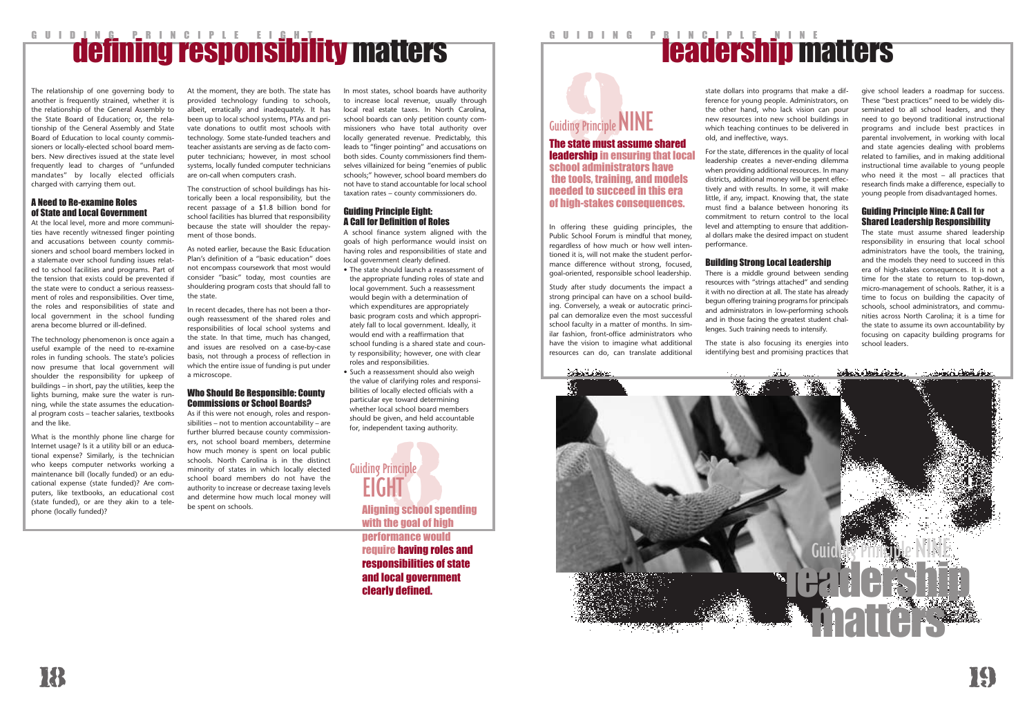# GUIDING PRINCIPLE EIGHT

# defining responsibility matters

The relationship of one governing body to another is frequently strained, whether it is the relationship of the General Assembly to the State Board of Education; or, the relationship of the General Assembly and State Board of Education to local county commissioners or locally-elected school board members. New directives issued at the state level frequently lead to charges of "unfunded mandates" by locally elected officials charged with carrying them out.

### A Need to Re-examine Roles of State and Local Government

At the local level, more and more communities have recently witnessed finger pointing and accusations between county commissioners and school board members locked in a stalemate over school funding issues related to school facilities and programs. Part of the tension that exists could be prevented if the state were to conduct a serious reassessment of roles and responsibilities. Over time, the roles and responsibilities of state and local government in the school funding arena become blurred or ill-defined.

The technology phenomenon is once again a useful example of the need to re-examine roles in funding schools. The state's policies now presume that local government will shoulder the responsibility for upkeep of buildings – in short, pay the utilities, keep the lights burning, make sure the water is running, while the state assumes the educational program costs – teacher salaries, textbooks and the like.

What is the monthly phone line charge for Internet usage? Is it a utility bill or an educational expense? Similarly, is the technician who keeps computer networks working a maintenance bill (locally funded) or an educational expense (state funded)? Are computers, like textbooks, an educational cost (state funded), or are they akin to a telephone (locally funded)?

At the moment, they are both. The state has provided technology funding to schools, albeit, erratically and inadequately. It has been up to local school systems, PTAs and private donations to outfit most schools with technology. Some state-funded teachers and teacher assistants are serving as de facto computer technicians; however, in most school systems, locally funded computer technicians are on-call when computers crash.

The construction of school buildings has historically been a local responsibility, but the recent passage of a $1.8 billion bond for school facilities has blurred that responsibility because the state will shoulder the repayment of those bonds.

As noted earlier, because the Basic Education Plan's definition of a "basic education" does not encompass coursework that most would consider "basic" today, most counties are shouldering program costs that should fall to the state.

In recent decades, there has not been a thorough reassessment of the shared roles and responsibilities of local school systems and the state. In that time, much has changed, and issues are resolved on a case-by-case basis, not through a process of reflection in which the entire issue of funding is put under a microscope.

### Who Should Be Responsible: County Commissions or School Boards?

As if this were not enough, roles and responsibilities – not to mention accountability – are further blurred because county commissioners, not school board members, determine how much money is spent on local public schools. North Carolina is in the distinct minority of states in which locally elected school board members do not have the authority to increase or decrease taxing levels and determine how much local money will be spent on schools.

In most states, school boards have authority to increase local revenue, usually through local real estate taxes. In North Carolina, school boards can only petition county commissioners who have total authority over locally generated revenue. Predictably, this leads to "finger pointing" and accusations on both sides. County commissioners find themselves villainized for being "enemies of public schools;" however, school board members do not have to stand accountable for local school taxation rates – county commissioners do.

### Guiding Principle Eight: A Call for Definition of Roles

A school finance system aligned with the goals of high performance would insist on having roles and responsibilities of state and local government clearly defined.

- The state should launch a reassessment of the appropriate funding roles of state and local government. Such a reassessment would begin with a determination of which expenditures are appropriately basic program costs and which appropriately fall to local government. Ideally, it would end with a reaffirmation that school funding is a shared state and county responsibility; however, one with clear roles and responsibilities.
- Such a reassessment should also weigh the value of clarifying roles and responsibilities of locally elected officials with a particular eye toward determining whether local school board members should be given, and held accountable for, independent taxing authority.

**Guiding Principle EIGHT**

**Aligning school spending with the goal of high performance would require having roles and responsibilities of state and local government clearly defined.**

# GUIDING PRINCIPLE NINE

# leadership matters

**Guiding Principle NINE**

**The state must assume shared leadership in ensuring that local school administrators have the tools, training, and models needed to succeed in this era of high-stakes consequences.**

In offering these guiding principles, the Public School Forum is mindful that money, regardless of how much or how well intentioned it is, will not make the student performance difference without strong, focused, goal-oriented, responsible school leadership.

Study after study documents the impact a strong principal can have on a school building. Conversely, a weak or autocratic principal can demoralize even the most successful school faculty in a matter of months. In similar fashion, front-office administrators who have the vision to imagine what additional resources can do, can translate additional state dollars into programs that make a difference for young people. Administrators, on the other hand, who lack vision can pour new resources into new school buildings in which teaching continues to be delivered in old, and ineffective, ways.

For the state, differences in the quality of local leadership creates a never-ending dilemma when providing additional resources. In many districts, additional money will be spent effectively and with results. In some, it will make little, if any, impact. Knowing that, the state must find a balance between honoring its commitment to return control to the local level and attempting to ensure that additional dollars make the desired impact on student performance.

### Building Strong Local Leadership

There is a middle ground between sending resources with "strings attached" and sending it with no direction at all. The state has already begun offering training programs for principals and administrators in low-performing schools and in those facing the greatest student challenges. Such training needs to intensify.

The state is also focusing its energies into identifying best and promising practices that give school leaders a roadmap for success. These "best practices" need to be widely disseminated to all school leaders, and they need to go beyond traditional instructional programs and include best practices in parental involvement, in working with local and state agencies dealing with problems related to families, and in making additional instructional time available to young people who need it the most – all practices that research finds make a difference, especially to young people from disadvantaged homes.

### Guiding Principle Nine: A Call for Shared Leadership Responsibility

The state must assume shared leadership responsibility in ensuring that local school administrators have the tools, the training, and the models they need to succeed in this era of high-stakes consequences. It is not a time for the state to return to top-down, micro-management of schools. Rather, it is a time to focus on building the capacity of schools, school administrators, and communities across North Carolina; it is a time for the state to assume its own accountability by focusing on capacity building programs for school leaders.

Guiding Principle NINE leadership matters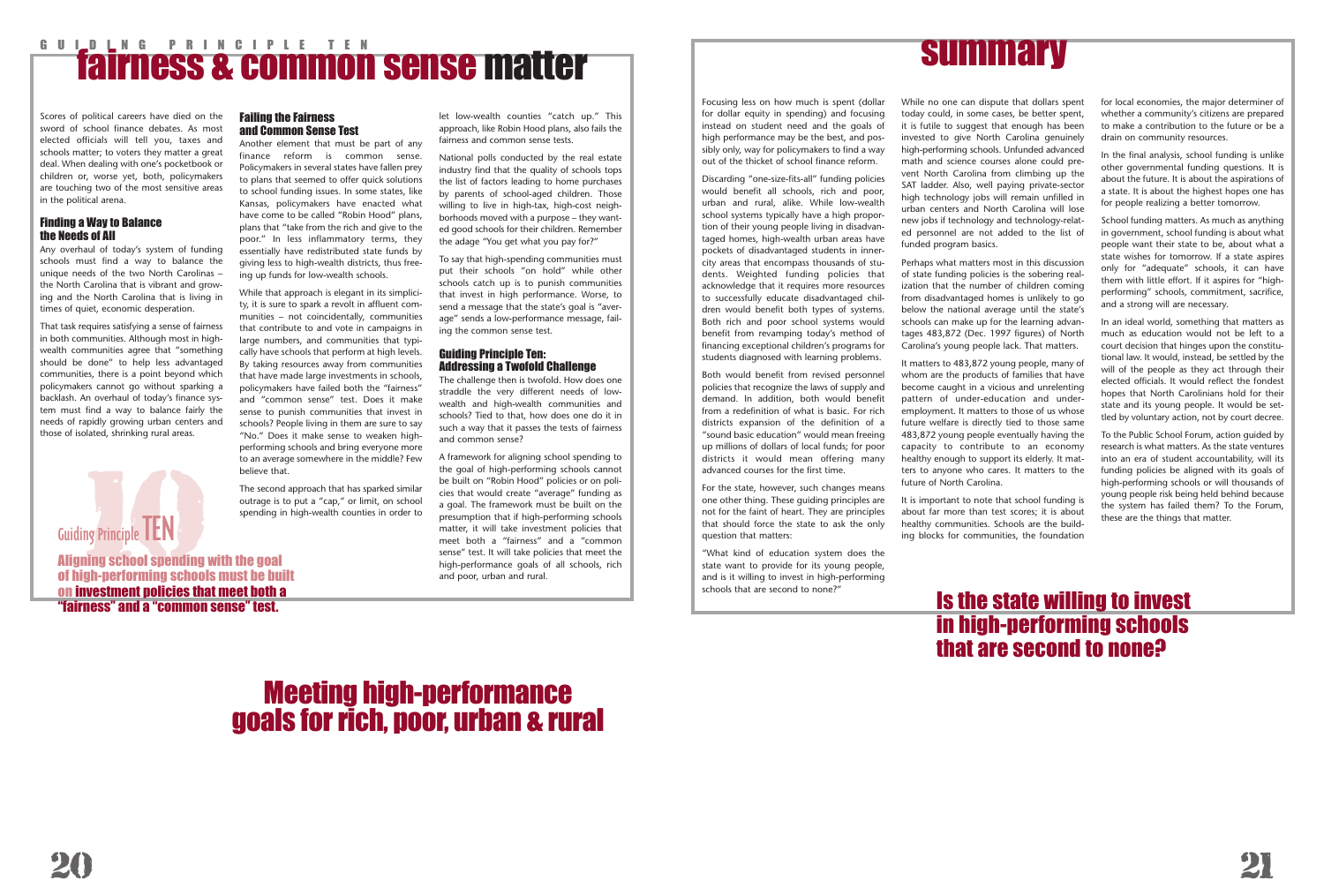GUIDING PRINCIPLE TEN

# fairness & common sense matter

Scores of political careers have died on the sword of school finance debates. As most elected officials will tell you, taxes and schools matter; to voters they matter a great deal. When dealing with one's pocketbook or children or, worse yet, both, policymakers are touching two of the most sensitive areas in the political arena.

### Finding a Way to Balance the Needs of All

Any overhaul of today's system of funding schools must find a way to balance the unique needs of the two North Carolinas – the North Carolina that is vibrant and growing and the North Carolina that is living in times of quiet, economic desperation.

That task requires satisfying a sense of fairness in both communities. Although most in high-wealth communities agree that "something should be done" to help less advantaged communities, there is a point beyond which policymakers cannot go without sparking a backlash. An overhaul of today's finance system must find a way to balance fairly the needs of rapidly growing urban centers and those of isolated, shrinking rural areas.

Guiding Principle TEN

**Aligning school spending with the goal of high-performing schools must be built on investment policies that meet both a "fairness" and a "common sense" test.**

### Failing the Fairness and Common Sense Test

Another element that must be part of any finance reform is common sense. Policymakers in several states have fallen prey to plans that seemed to offer quick solutions to school funding issues. In some states, like Kansas, policymakers have enacted what have come to be called "Robin Hood" plans, plans that "take from the rich and give to the poor." In less inflammatory terms, they essentially have redistributed state funds by giving less to high-wealth districts, thus freeing up funds for low-wealth schools.

While that approach is elegant in its simplicity, it is sure to spark a revolt in affluent communities – not coincidentally, communities that contribute to and vote in campaigns in large numbers, and communities that typically have schools that perform at high levels. By taking resources away from communities that have made large investments in schools, policymakers have failed both the "fairness" and "common sense" test. Does it make sense to punish communities that invest in schools? People living in them are sure to say "No." Does it make sense to weaken high-performing schools and bring everyone more to an average somewhere in the middle? Few believe that.

The second approach that has sparked similar outrage is to put a "cap," or limit, on school spending in high-wealth counties in order to let low-wealth counties "catch up." This approach, like Robin Hood plans, also fails the fairness and common sense tests.

National polls conducted by the real estate industry find that the quality of schools tops the list of factors leading to home purchases by parents of school-aged children. Those willing to live in high-tax, high-cost neighborhoods moved with a purpose – they wanted good schools for their children. Remember the adage "You get what you pay for?"

To say that high-spending communities must put their schools "on hold" while other schools catch up is to punish communities that invest in high performance. Worse, to send a message that the state's goal is "average" sends a low-performance message, failing the common sense test.

### Guiding Principle Ten: Addressing a Twofold Challenge

The challenge then is twofold. How does one straddle the very different needs of low-wealth and high-wealth communities and schools? Tied to that, how does one do it in such a way that it passes the tests of fairness and common sense?

A framework for aligning school spending to the goal of high-performing schools cannot be built on "Robin Hood" policies or on policies that would create "average" funding as a goal. The framework must be built on the presumption that if high-performing schools matter, it will take investment policies that meet both a "fairness" and a "common sense" test. It will take policies that meet the high-performance goals of all schools, rich and poor, urban and rural.

## Meeting high-performance goals for rich, poor, urban & rural

# summary

Focusing less on how much is spent (dollar for dollar equity in spending) and focusing instead on student need and the goals of high performance may be the best, and possibly only, way for policymakers to find a way out of the thicket of school finance reform.

Discarding "one-size-fits-all" funding policies would benefit all schools, rich and poor, urban and rural, alike. While low-wealth school systems typically have a high proportion of their young people living in disadvantaged homes, high-wealth urban areas have pockets of disadvantaged students in inner-city areas that encompass thousands of students. Weighted funding policies that acknowledge that it requires more resources to successfully educate disadvantaged children would benefit both types of systems. Both rich and poor school systems would benefit from revamping today's method of financing exceptional children's programs for students diagnosed with learning problems.

Both would benefit from revised personnel policies that recognize the laws of supply and demand. In addition, both would benefit from a redefinition of what is basic. For rich districts expansion of the definition of a "sound basic education" would mean freeing up millions of dollars of local funds; for poor districts it would mean offering many advanced courses for the first time.

For the state, however, such changes means one other thing. These guiding principles are not for the faint of heart. They are principles that should force the state to ask the only question that matters:

"What kind of education system does the state want to provide for its young people, and is it willing to invest in high-performing schools that are second to none?"

While no one can dispute that dollars spent today could, in some cases, be better spent, it is futile to suggest that enough has been invested to give North Carolina genuinely high-performing schools. Unfunded advanced math and science courses alone could prevent North Carolina from climbing up the SAT ladder. Also, well paying private-sector high technology jobs will remain unfilled in urban centers and North Carolina will lose new jobs if technology and technology-related personnel are not added to the list of funded program basics.

Perhaps what matters most in this discussion of state funding policies is the sobering realization that the number of children coming from disadvantaged homes is unlikely to go below the national average until the state's schools can make up for the learning advantages 483,872 (Dec. 1997 figures) of North Carolina's young people lack. That matters.

It matters to 483,872 young people, many of whom are the products of families that have become caught in a vicious and unrelenting pattern of under-education and under-employment. It matters to those of us whose future welfare is directly tied to those same 483,872 young people eventually having the capacity to contribute to an economy healthy enough to support its elderly. It matters to anyone who cares. It matters to the future of North Carolina.

It is important to note that school funding is about far more than test scores; it is about healthy communities. Schools are the building blocks for communities, the foundation for local economies, the major determiner of whether a community's citizens are prepared to make a contribution to the future or be a drain on community resources.

In the final analysis, school funding is unlike other governmental funding questions. It is about the future. It is about the aspirations of a state. It is about the highest hopes one has for people realizing a better tomorrow.

School funding matters. As much as anything in government, school funding is about what people want their state to be, about what a state wishes for tomorrow. If a state aspires only for "adequate" schools, it can have them with little effort. If it aspires for "high-performing" schools, commitment, sacrifice, and a strong will are necessary.

In an ideal world, something that matters as much as education would not be left to a court decision that hinges upon the constitutional law. It would, instead, be settled by the will of the people as they act through their elected officials. It would reflect the fondest hopes that North Carolinians hold for their state and its young people. It would be settled by voluntary action, not by court decree.

To the Public School Forum, action guided by research is what matters. As the state ventures into an era of student accountability, will its funding policies be aligned with its goals of high-performing schools or will thousands of young people risk being held behind because the system has failed them? To the Forum, these are the things that matter.

## Is the state willing to invest in high-performing schools that are second to none?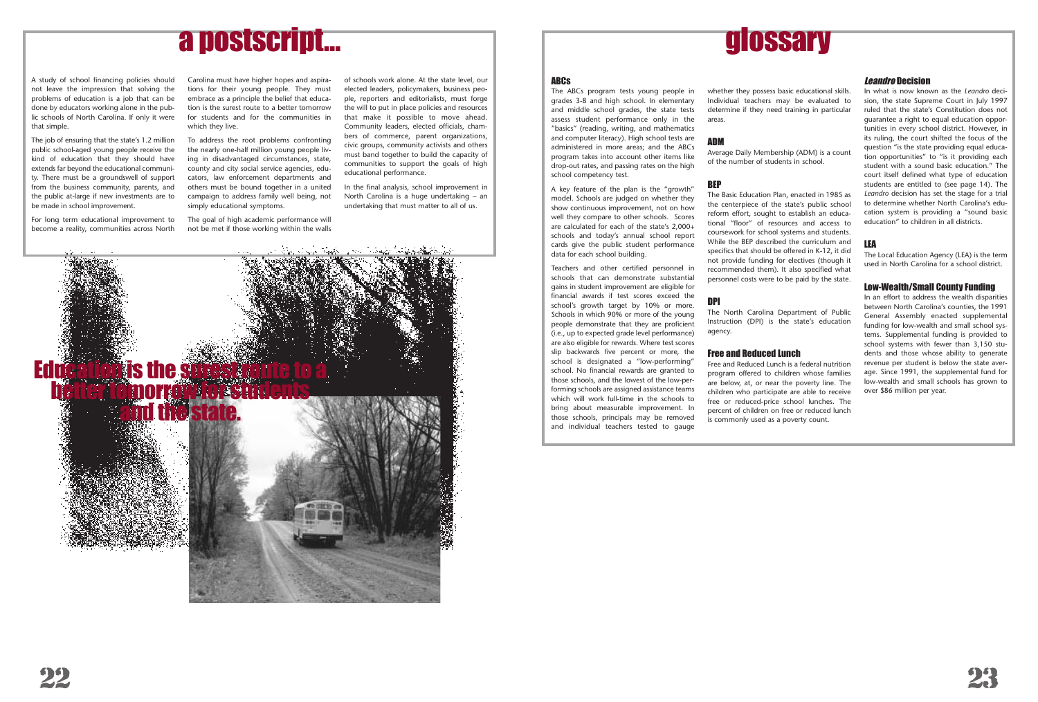# a postscript...

A study of school financing policies should not leave the impression that solving the problems of education is a job that can be done by educators working alone in the public schools of North Carolina. If only it were that simple.

The job of ensuring that the state's 1.2 million public school-aged young people receive the kind of education that they should have extends far beyond the educational community. There must be a groundswell of support from the business community, parents, and the public at-large if new investments are to be made in school improvement.

For long term educational improvement to become a reality, communities across North Carolina must have higher hopes and aspirations for their young people. They must embrace as a principle the belief that education is the surest route to a better tomorrow for students and for the communities in which they live.

To address the root problems confronting the nearly one-half million young people living in disadvantaged circumstances, state, county and city social service agencies, educators, law enforcement departments and others must be bound together in a united campaign to address family well being, not simply educational symptoms.

The goal of high academic performance will not be met if those working within the walls of schools work alone. At the state level, our elected leaders, policymakers, business people, reporters and editorialists, must forge the will to put in place policies and resources that make it possible to move ahead. Community leaders, elected officials, chambers of commerce, parent organizations, civic groups, community activists and others must band together to build the capacity of communities to support the goals of high educational performance.

In the final analysis, school improvement in North Carolina is a huge undertaking – an undertaking that must matter to all of us.

**Education is the surest route to a better tomorrow for students and the state.**

# glossary

### ABCs

The ABCs program tests young people in grades 3-8 and high school. In elementary and middle school grades, the state tests assess student performance only in the "basics" (reading, writing, and mathematics and computer literacy). High school tests are administered in more areas; and the ABCs program takes into account other items like drop-out rates, and passing rates on the high school competency test.

A key feature of the plan is the "growth" model. Schools are judged on whether they show continuous improvement, not on how well they compare to other schools. Scores are calculated for each of the state's 2,000+ schools and today's annual school report cards give the public student performance data for each school building.

Teachers and other certified personnel in schools that can demonstrate substantial gains in student improvement are eligible for financial awards if test scores exceed the school's growth target by 10% or more. Schools in which 90% or more of the young people demonstrate that they are proficient (i.e., up to expected grade level performance) are also eligible for rewards. Where test scores slip backwards five percent or more, the school is designated a "low-performing" school. No financial rewards are granted to those schools, and the lowest of the low-performing schools are assigned assistance teams which will work full-time in the schools to bring about measurable improvement. In those schools, principals may be removed and individual teachers tested to gauge whether they possess basic educational skills. Individual teachers may be evaluated to determine if they need training in particular areas.

### ADM

Average Daily Membership (ADM) is a count of the number of students in school.

### BEP

The Basic Education Plan, enacted in 1985 as the centerpiece of the state's public school reform effort, sought to establish an educational "floor" of resources and access to coursework for school systems and students. While the BEP described the curriculum and specifics that should be offered in K-12, it did not provide funding for electives (though it recommended them). It also specified what personnel costs were to be paid by the state.

### DPI

The North Carolina Department of Public Instruction (DPI) is the state's education agency.

### Free and Reduced Lunch

Free and Reduced Lunch is a federal nutrition program offered to children whose families are below, at, or near the poverty line. The children who participate are able to receive free or reduced-price school lunches. The percent of children on free or reduced lunch is commonly used as a poverty count.

### *Leandro* Decision

In what is now known as the *Leandro* decision, the state Supreme Court in July 1997 ruled that the state's Constitution does not guarantee a right to equal education opportunities in every school district. However, in its ruling, the court shifted the focus of the question "is the state providing equal education opportunities" to "is it providing each student with a sound basic education." The court itself defined what type of education students are entitled to (see page 14). The *Leandro* decision has set the stage for a trial to determine whether North Carolina's education system is providing a "sound basic education" to children in all districts.

### LEA

The Local Education Agency (LEA) is the term used in North Carolina for a school district.

### Low-Wealth/Small County Funding

In an effort to address the wealth disparities between North Carolina's counties, the 1991 General Assembly enacted supplemental funding for low-wealth and small school systems. Supplemental funding is provided to school systems with fewer than 3,150 students and those whose ability to generate revenue per student is below the state average. Since 1991, the supplemental fund for low-wealth and small schools has grown to over $86 million per year.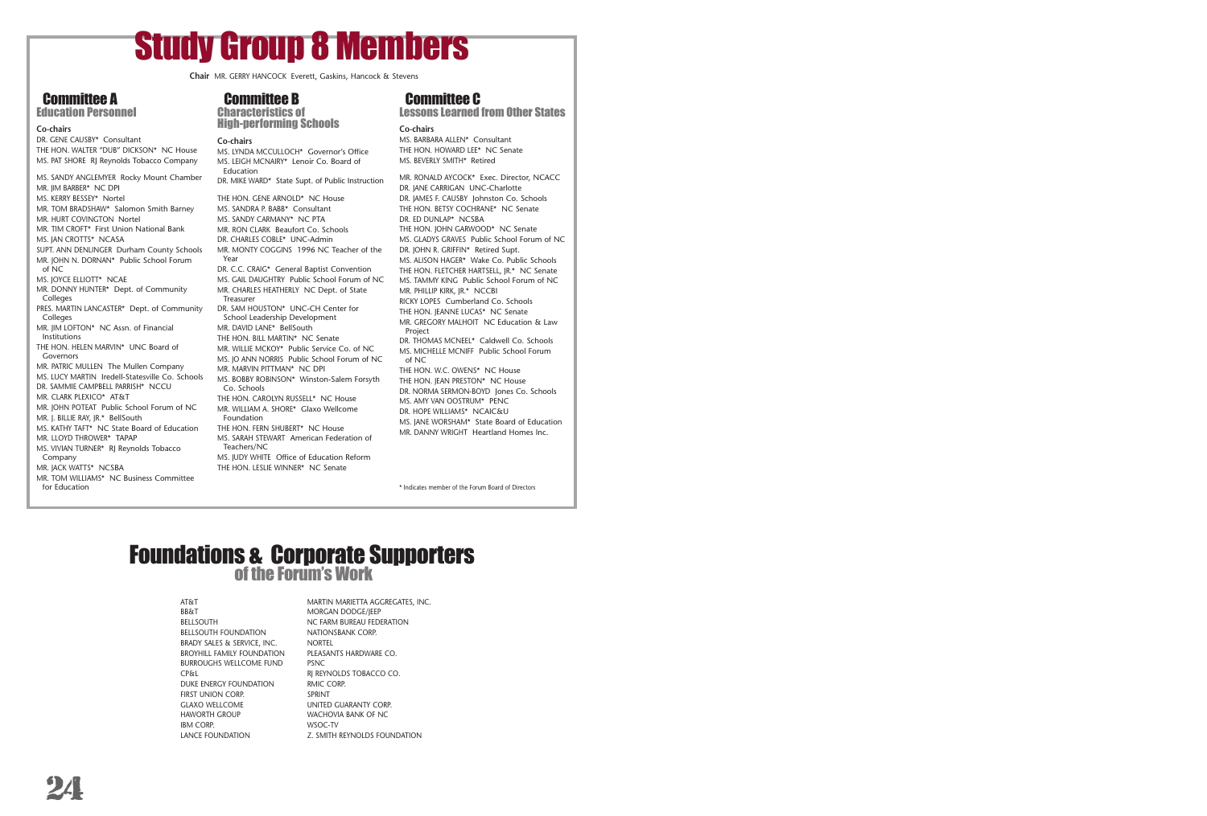# Study Group 8 Members

**Chair** MR. GERRY HANCOCK Everett, Gaskins, Hancock & Stevens

## Committee A
### Education Personnel

**Co-chairs**

DR. GENE CAUSBY* Consultant
THE HON. WALTER "DUB" DICKSON* NC House
MS. PAT SHORE RJ Reynolds Tobacco Company

MS. SANDY ANGLEMYER Rocky Mount Chamber
MR. JIM BARBER* NC DPI
MS. KERRY BESSEY* Nortel
MR. TOM BRADSHAW* Salomon Smith Barney
MR. HURT COVINGTON Nortel
MR. TIM CROFT* First Union National Bank
MS. JAN CROTTS* NCASA
SUPT. ANN DENLINGER Durham County Schools
MR. JOHN N. DORNAN* Public School Forum of NC
MS. JOYCE ELLIOTT* NCAE
MR. DONNY HUNTER* Dept. of Community Colleges
PRES. MARTIN LANCASTER* Dept. of Community Colleges
MR. JIM LOFTON* NC Assn. of Financial Institutions
THE HON. HELEN MARVIN* UNC Board of Governors
MR. PATRIC MULLEN The Mullen Company
MS. LUCY MARTIN Iredell-Statesville Co. Schools
DR. SAMMIE CAMPBELL PARRISH* NCCU
MR. CLARK PLEXICO* AT&T
MR. JOHN POTEAT Public School Forum of NC
MR. J. BILLIE RAY, JR.* BellSouth
MS. KATHY TAFT* NC State Board of Education
MR. LLOYD THROWER* TAPAP
MS. VIVIAN TURNER* RJ Reynolds Tobacco Company
MR. JACK WATTS* NCSBA
MR. TOM WILLIAMS* NC Business Committee for Education

## Committee B
### Characteristics of High-performing Schools

**Co-chairs**

MS. LYNDA MCCULLOCH* Governor's Office
MS. LEIGH MCNAIRY* Lenoir Co. Board of Education
DR. MIKE WARD* State Supt. of Public Instruction

THE HON. GENE ARNOLD* NC House
MS. SANDRA P. BABB* Consultant
MS. SANDY CARMANY* NC PTA
MR. RON CLARK Beaufort Co. Schools
DR. CHARLES COBLE* UNC-Admin
MR. MONTY COGGINS 1996 NC Teacher of the Year
DR. C.C. CRAIG* General Baptist Convention
MS. GAIL DAUGHTRY Public School Forum of NC
MR. CHARLES HEATHERLY NC Dept. of State Treasurer
DR. SAM HOUSTON* UNC-CH Center for School Leadership Development
MR. DAVID LANE* BellSouth
THE HON. BILL MARTIN* NC Senate
MR. WILLIE MCKOY* Public Service Co. of NC
MS. JO ANN NORRIS Public School Forum of NC
MR. MARVIN PITTMAN* NC DPI
MS. BOBBY ROBINSON* Winston-Salem Forsyth Co. Schools
THE HON. CAROLYN RUSSELL* NC House
MR. WILLIAM A. SHORE* Glaxo Wellcome Foundation
THE HON. FERN SHUBERT* NC House
MS. SARAH STEWART American Federation of Teachers/NC
MS. JUDY WHITE Office of Education Reform
THE HON. LESLIE WINNER* NC Senate

## Committee C
### Lessons Learned from Other States

**Co-chairs**

MS. BARBARA ALLEN* Consultant
THE HON. HOWARD LEE* NC Senate
MS. BEVERLY SMITH* Retired

MR. RONALD AYCOCK* Exec. Director, NCACC
DR. JANE CARRIGAN UNC-Charlotte
DR. JAMES F. CAUSBY Johnston Co. Schools
THE HON. BETSY COCHRANE* NC Senate
DR. ED DUNLAP* NCSBA
THE HON. JOHN GARWOOD* NC Senate
MS. GLADYS GRAVES Public School Forum of NC
DR. JOHN R. GRIFFIN* Retired Supt.
MS. ALISON HAGER* Wake Co. Public Schools
THE HON. FLETCHER HARTSELL, JR.* NC Senate
MS. TAMMY KING Public School Forum of NC
MR. PHILLIP KIRK, JR.* NCCBI
RICKY LOPES Cumberland Co. Schools
THE HON. JEANNE LUCAS* NC Senate
MR. GREGORY MALHOIT NC Education & Law Project
DR. THOMAS MCNEEL* Caldwell Co. Schools
MS. MICHELLE MCNIFF Public School Forum of NC
THE HON. W.C. OWENS* NC House
THE HON. JEAN PRESTON* NC House
DR. NORMA SERMON-BOYD Jones Co. Schools
MS. AMY VAN OOSTRUM* PENC
DR. HOPE WILLIAMS* NCAIC&U
MS. JANE WORSHAM* State Board of Education
MR. DANNY WRIGHT Heartland Homes Inc.

\* Indicates member of the Forum Board of Directors

# Foundations & Corporate Supporters of the Forum's Work

AT&T
BB&T
BELLSOUTH
BELLSOUTH FOUNDATION
BRADY SALES & SERVICE, INC.
BROYHILL FAMILY FOUNDATION
BURROUGHS WELLCOME FUND
CP&L
DUKE ENERGY FOUNDATION
FIRST UNION CORP.
GLAXO WELLCOME
HAWORTH GROUP
IBM CORP.
LANCE FOUNDATION
MARTIN MARIETTA AGGREGATES, INC.
MORGAN DODGE/JEEP
NC FARM BUREAU FEDERATION
NATIONSBANK CORP.
NORTEL
PLEASANTS HARDWARE CO.
PSNC
RJ REYNOLDS TOBACCO CO.
RMIC CORP.
SPRINT
UNITED GUARANTY CORP.
WACHOVIA BANK OF NC
WSOC-TV
Z. SMITH REYNOLDS FOUNDATION